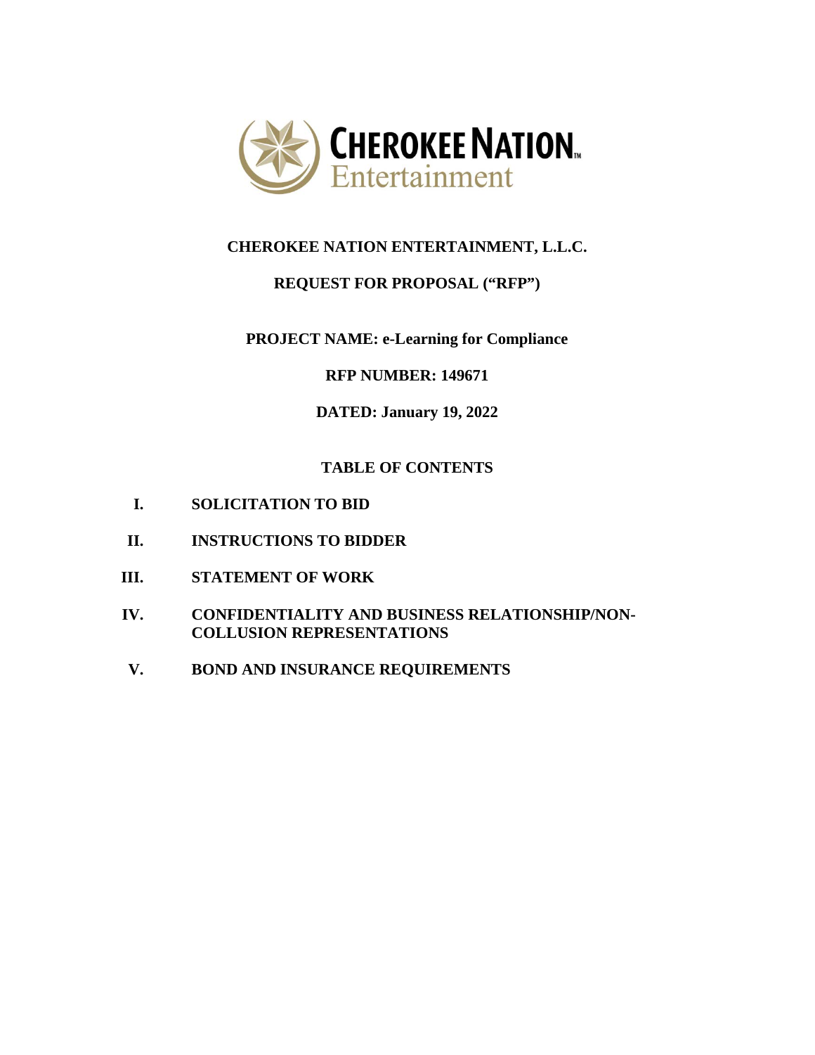# CHEROKEE NATION ENTERTAINMENT, L.L.C.

## REQUEST FOR PROPOSAL ("RFP")

**PROJECT NAME: e-Learning for Compliance**

**RFP NUMBER: 149671**

**DATED: January 19, 2022**

## TABLE OF CONTENTS

- **I. SOLICITATION TO BID**
- **II. INSTRUCTIONS TO BIDDER**
- **III. STATEMENT OF WORK**
- **IV. CONFIDENTIALITY AND BUSINESS RELATIONSHIP/NON-COLLUSION REPRESENTATIONS**
- **V. BOND AND INSURANCE REQUIREMENTS**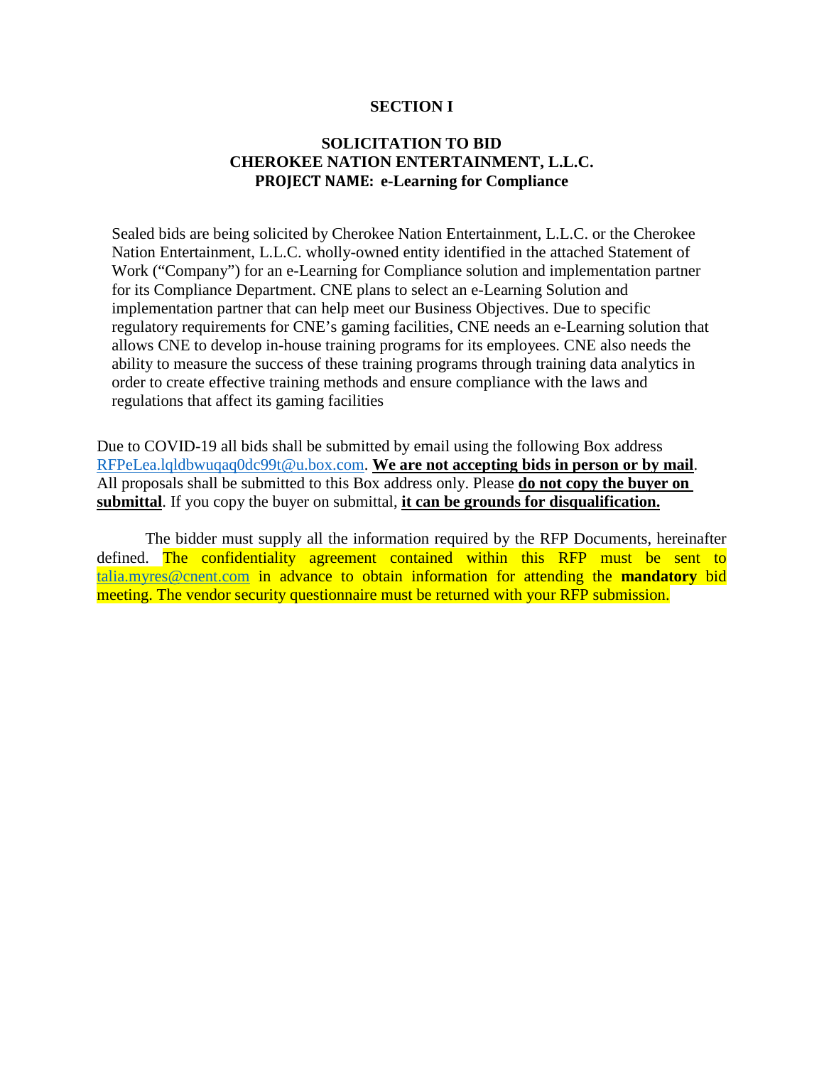# SECTION I

## SOLICITATION TO BID
## CHEROKEE NATION ENTERTAINMENT, L.L.C.
## PROJECT NAME: e-Learning for Compliance

Sealed bids are being solicited by Cherokee Nation Entertainment, L.L.C. or the Cherokee Nation Entertainment, L.L.C. wholly-owned entity identified in the attached Statement of Work ("Company") for an e-Learning for Compliance solution and implementation partner for its Compliance Department. CNE plans to select an e-Learning Solution and implementation partner that can help meet our Business Objectives. Due to specific regulatory requirements for CNE's gaming facilities, CNE needs an e-Learning solution that allows CNE to develop in-house training programs for its employees. CNE also needs the ability to measure the success of these training programs through training data analytics in order to create effective training methods and ensure compliance with the laws and regulations that affect its gaming facilities

Due to COVID-19 all bids shall be submitted by email using the following Box address RFPeLea.lqldbwuqaq0dc99t@u.box.com. **We are not accepting bids in person or by mail**. All proposals shall be submitted to this Box address only. Please **do not copy the buyer on submittal**. If you copy the buyer on submittal, **it can be grounds for disqualification.**

The bidder must supply all the information required by the RFP Documents, hereinafter defined. The confidentiality agreement contained within this RFP must be sent to talia.myres@cnent.com in advance to obtain information for attending the **mandatory** bid meeting. The vendor security questionnaire must be returned with your RFP submission.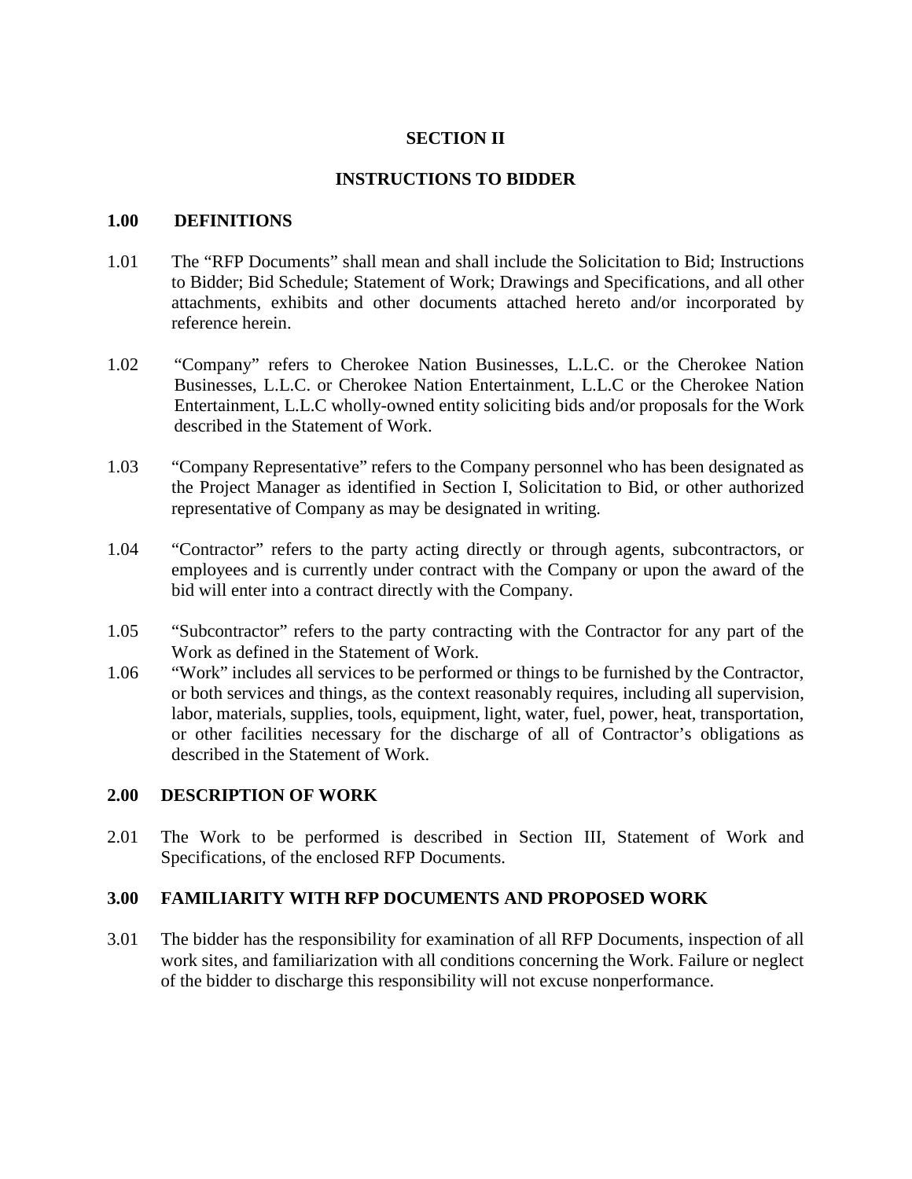# SECTION II

## INSTRUCTIONS TO BIDDER

### 1.00 DEFINITIONS

1.01 The "RFP Documents" shall mean and shall include the Solicitation to Bid; Instructions to Bidder; Bid Schedule; Statement of Work; Drawings and Specifications, and all other attachments, exhibits and other documents attached hereto and/or incorporated by reference herein.

1.02 "Company" refers to Cherokee Nation Businesses, L.L.C. or the Cherokee Nation Businesses, L.L.C. or Cherokee Nation Entertainment, L.L.C or the Cherokee Nation Entertainment, L.L.C wholly-owned entity soliciting bids and/or proposals for the Work described in the Statement of Work.

1.03 "Company Representative" refers to the Company personnel who has been designated as the Project Manager as identified in Section I, Solicitation to Bid, or other authorized representative of Company as may be designated in writing.

1.04 "Contractor" refers to the party acting directly or through agents, subcontractors, or employees and is currently under contract with the Company or upon the award of the bid will enter into a contract directly with the Company.

1.05 "Subcontractor" refers to the party contracting with the Contractor for any part of the Work as defined in the Statement of Work.

1.06 "Work" includes all services to be performed or things to be furnished by the Contractor, or both services and things, as the context reasonably requires, including all supervision, labor, materials, supplies, tools, equipment, light, water, fuel, power, heat, transportation, or other facilities necessary for the discharge of all of Contractor's obligations as described in the Statement of Work.

### 2.00 DESCRIPTION OF WORK

2.01 The Work to be performed is described in Section III, Statement of Work and Specifications, of the enclosed RFP Documents.

### 3.00 FAMILIARITY WITH RFP DOCUMENTS AND PROPOSED WORK

3.01 The bidder has the responsibility for examination of all RFP Documents, inspection of all work sites, and familiarization with all conditions concerning the Work. Failure or neglect of the bidder to discharge this responsibility will not excuse nonperformance.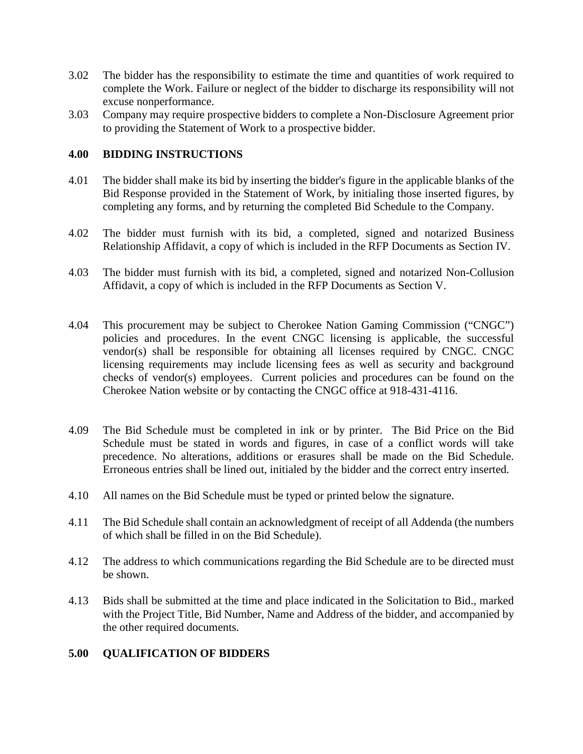3.02 The bidder has the responsibility to estimate the time and quantities of work required to complete the Work. Failure or neglect of the bidder to discharge its responsibility will not excuse nonperformance.

3.03 Company may require prospective bidders to complete a Non-Disclosure Agreement prior to providing the Statement of Work to a prospective bidder.

## 4.00 BIDDING INSTRUCTIONS

4.01 The bidder shall make its bid by inserting the bidder's figure in the applicable blanks of the Bid Response provided in the Statement of Work, by initialing those inserted figures, by completing any forms, and by returning the completed Bid Schedule to the Company.

4.02 The bidder must furnish with its bid, a completed, signed and notarized Business Relationship Affidavit, a copy of which is included in the RFP Documents as Section IV.

4.03 The bidder must furnish with its bid, a completed, signed and notarized Non-Collusion Affidavit, a copy of which is included in the RFP Documents as Section V.

4.04 This procurement may be subject to Cherokee Nation Gaming Commission ("CNGC") policies and procedures. In the event CNGC licensing is applicable, the successful vendor(s) shall be responsible for obtaining all licenses required by CNGC. CNGC licensing requirements may include licensing fees as well as security and background checks of vendor(s) employees. Current policies and procedures can be found on the Cherokee Nation website or by contacting the CNGC office at 918-431-4116.

4.09 The Bid Schedule must be completed in ink or by printer. The Bid Price on the Bid Schedule must be stated in words and figures, in case of a conflict words will take precedence. No alterations, additions or erasures shall be made on the Bid Schedule. Erroneous entries shall be lined out, initialed by the bidder and the correct entry inserted.

4.10 All names on the Bid Schedule must be typed or printed below the signature.

4.11 The Bid Schedule shall contain an acknowledgment of receipt of all Addenda (the numbers of which shall be filled in on the Bid Schedule).

4.12 The address to which communications regarding the Bid Schedule are to be directed must be shown.

4.13 Bids shall be submitted at the time and place indicated in the Solicitation to Bid., marked with the Project Title, Bid Number, Name and Address of the bidder, and accompanied by the other required documents.

## 5.00 QUALIFICATION OF BIDDERS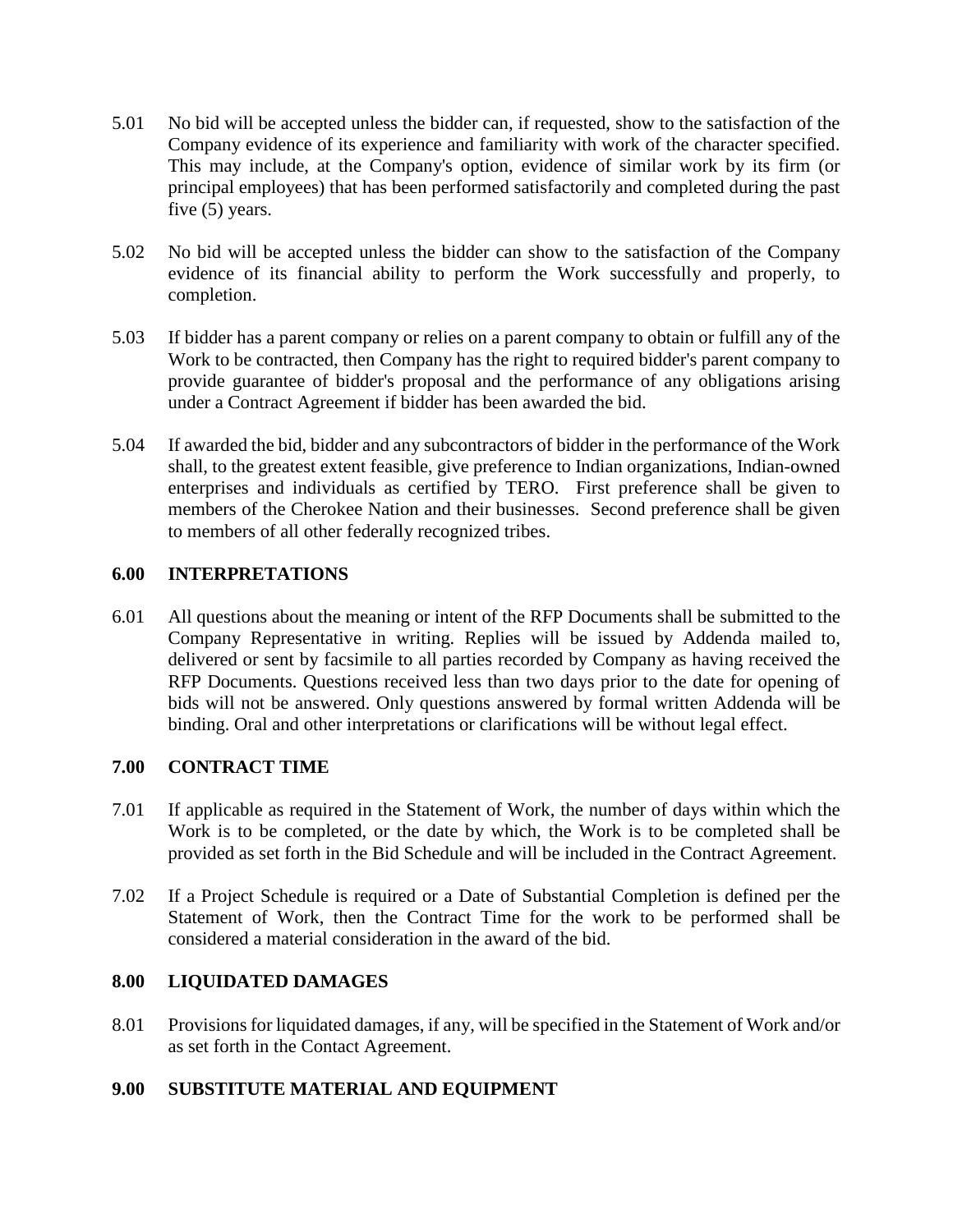5.01 No bid will be accepted unless the bidder can, if requested, show to the satisfaction of the Company evidence of its experience and familiarity with work of the character specified. This may include, at the Company's option, evidence of similar work by its firm (or principal employees) that has been performed satisfactorily and completed during the past five (5) years.

5.02 No bid will be accepted unless the bidder can show to the satisfaction of the Company evidence of its financial ability to perform the Work successfully and properly, to completion.

5.03 If bidder has a parent company or relies on a parent company to obtain or fulfill any of the Work to be contracted, then Company has the right to required bidder's parent company to provide guarantee of bidder's proposal and the performance of any obligations arising under a Contract Agreement if bidder has been awarded the bid.

5.04 If awarded the bid, bidder and any subcontractors of bidder in the performance of the Work shall, to the greatest extent feasible, give preference to Indian organizations, Indian-owned enterprises and individuals as certified by TERO. First preference shall be given to members of the Cherokee Nation and their businesses. Second preference shall be given to members of all other federally recognized tribes.

## 6.00 INTERPRETATIONS

6.01 All questions about the meaning or intent of the RFP Documents shall be submitted to the Company Representative in writing. Replies will be issued by Addenda mailed to, delivered or sent by facsimile to all parties recorded by Company as having received the RFP Documents. Questions received less than two days prior to the date for opening of bids will not be answered. Only questions answered by formal written Addenda will be binding. Oral and other interpretations or clarifications will be without legal effect.

## 7.00 CONTRACT TIME

7.01 If applicable as required in the Statement of Work, the number of days within which the Work is to be completed, or the date by which, the Work is to be completed shall be provided as set forth in the Bid Schedule and will be included in the Contract Agreement.

7.02 If a Project Schedule is required or a Date of Substantial Completion is defined per the Statement of Work, then the Contract Time for the work to be performed shall be considered a material consideration in the award of the bid.

## 8.00 LIQUIDATED DAMAGES

8.01 Provisions for liquidated damages, if any, will be specified in the Statement of Work and/or as set forth in the Contact Agreement.

## 9.00 SUBSTITUTE MATERIAL AND EQUIPMENT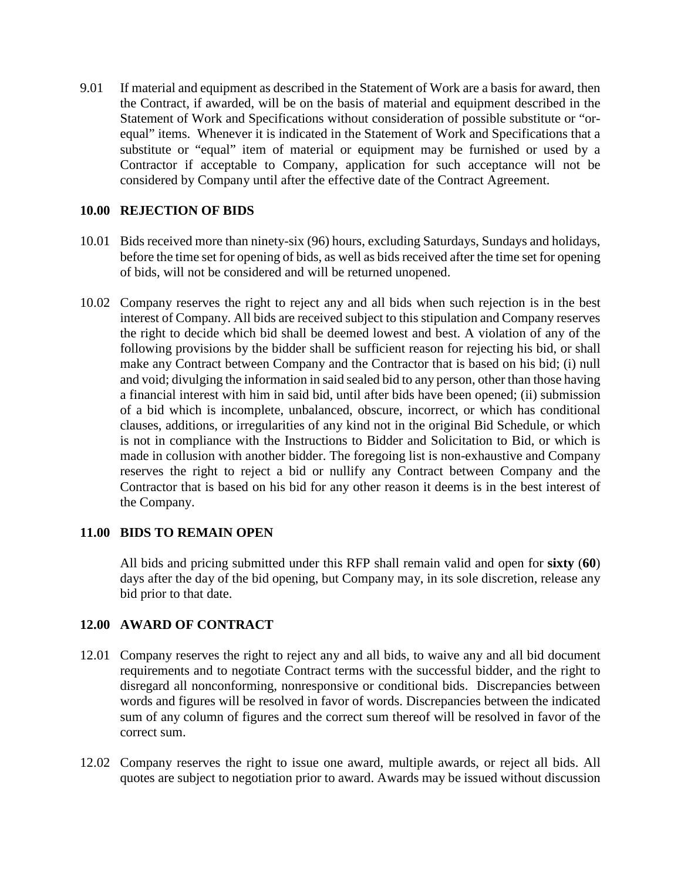9.01 If material and equipment as described in the Statement of Work are a basis for award, then the Contract, if awarded, will be on the basis of material and equipment described in the Statement of Work and Specifications without consideration of possible substitute or "or-equal" items. Whenever it is indicated in the Statement of Work and Specifications that a substitute or "equal" item of material or equipment may be furnished or used by a Contractor if acceptable to Company, application for such acceptance will not be considered by Company until after the effective date of the Contract Agreement.

## 10.00 REJECTION OF BIDS

10.01 Bids received more than ninety-six (96) hours, excluding Saturdays, Sundays and holidays, before the time set for opening of bids, as well as bids received after the time set for opening of bids, will not be considered and will be returned unopened.

10.02 Company reserves the right to reject any and all bids when such rejection is in the best interest of Company. All bids are received subject to this stipulation and Company reserves the right to decide which bid shall be deemed lowest and best. A violation of any of the following provisions by the bidder shall be sufficient reason for rejecting his bid, or shall make any Contract between Company and the Contractor that is based on his bid; (i) null and void; divulging the information in said sealed bid to any person, other than those having a financial interest with him in said bid, until after bids have been opened; (ii) submission of a bid which is incomplete, unbalanced, obscure, incorrect, or which has conditional clauses, additions, or irregularities of any kind not in the original Bid Schedule, or which is not in compliance with the Instructions to Bidder and Solicitation to Bid, or which is made in collusion with another bidder. The foregoing list is non-exhaustive and Company reserves the right to reject a bid or nullify any Contract between Company and the Contractor that is based on his bid for any other reason it deems is in the best interest of the Company.

## 11.00 BIDS TO REMAIN OPEN

All bids and pricing submitted under this RFP shall remain valid and open for **sixty** (**60**) days after the day of the bid opening, but Company may, in its sole discretion, release any bid prior to that date.

## 12.00 AWARD OF CONTRACT

12.01 Company reserves the right to reject any and all bids, to waive any and all bid document requirements and to negotiate Contract terms with the successful bidder, and the right to disregard all nonconforming, nonresponsive or conditional bids. Discrepancies between words and figures will be resolved in favor of words. Discrepancies between the indicated sum of any column of figures and the correct sum thereof will be resolved in favor of the correct sum.

12.02 Company reserves the right to issue one award, multiple awards, or reject all bids. All quotes are subject to negotiation prior to award. Awards may be issued without discussion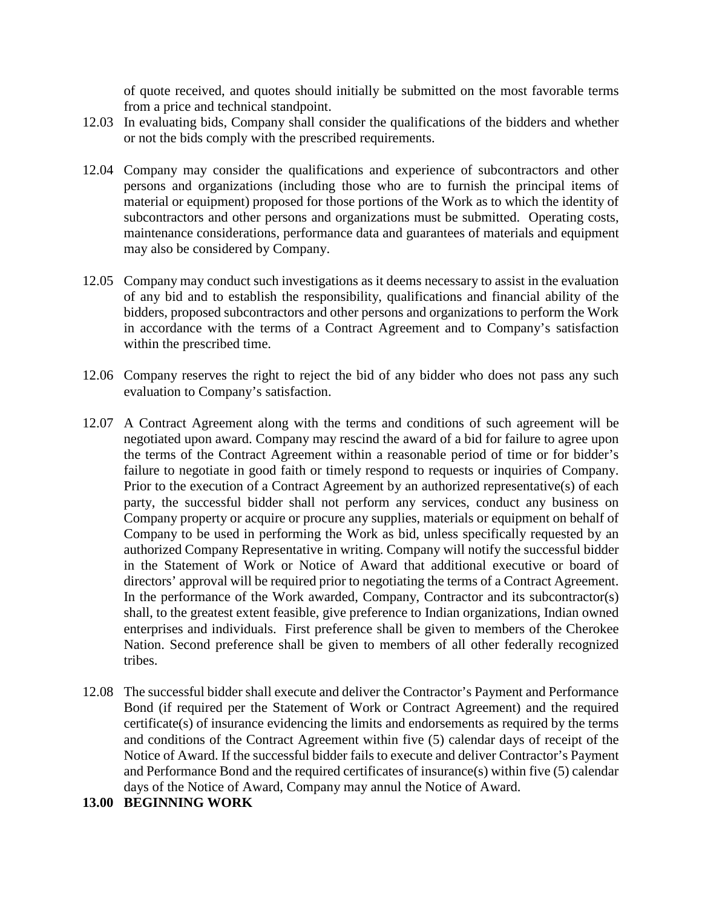of quote received, and quotes should initially be submitted on the most favorable terms from a price and technical standpoint.

12.03 In evaluating bids, Company shall consider the qualifications of the bidders and whether or not the bids comply with the prescribed requirements.

12.04 Company may consider the qualifications and experience of subcontractors and other persons and organizations (including those who are to furnish the principal items of material or equipment) proposed for those portions of the Work as to which the identity of subcontractors and other persons and organizations must be submitted. Operating costs, maintenance considerations, performance data and guarantees of materials and equipment may also be considered by Company.

12.05 Company may conduct such investigations as it deems necessary to assist in the evaluation of any bid and to establish the responsibility, qualifications and financial ability of the bidders, proposed subcontractors and other persons and organizations to perform the Work in accordance with the terms of a Contract Agreement and to Company's satisfaction within the prescribed time.

12.06 Company reserves the right to reject the bid of any bidder who does not pass any such evaluation to Company's satisfaction.

12.07 A Contract Agreement along with the terms and conditions of such agreement will be negotiated upon award. Company may rescind the award of a bid for failure to agree upon the terms of the Contract Agreement within a reasonable period of time or for bidder's failure to negotiate in good faith or timely respond to requests or inquiries of Company. Prior to the execution of a Contract Agreement by an authorized representative(s) of each party, the successful bidder shall not perform any services, conduct any business on Company property or acquire or procure any supplies, materials or equipment on behalf of Company to be used in performing the Work as bid, unless specifically requested by an authorized Company Representative in writing. Company will notify the successful bidder in the Statement of Work or Notice of Award that additional executive or board of directors' approval will be required prior to negotiating the terms of a Contract Agreement. In the performance of the Work awarded, Company, Contractor and its subcontractor(s) shall, to the greatest extent feasible, give preference to Indian organizations, Indian owned enterprises and individuals. First preference shall be given to members of the Cherokee Nation. Second preference shall be given to members of all other federally recognized tribes.

12.08 The successful bidder shall execute and deliver the Contractor's Payment and Performance Bond (if required per the Statement of Work or Contract Agreement) and the required certificate(s) of insurance evidencing the limits and endorsements as required by the terms and conditions of the Contract Agreement within five (5) calendar days of receipt of the Notice of Award. If the successful bidder fails to execute and deliver Contractor's Payment and Performance Bond and the required certificates of insurance(s) within five (5) calendar days of the Notice of Award, Company may annul the Notice of Award.

## 13.00 BEGINNING WORK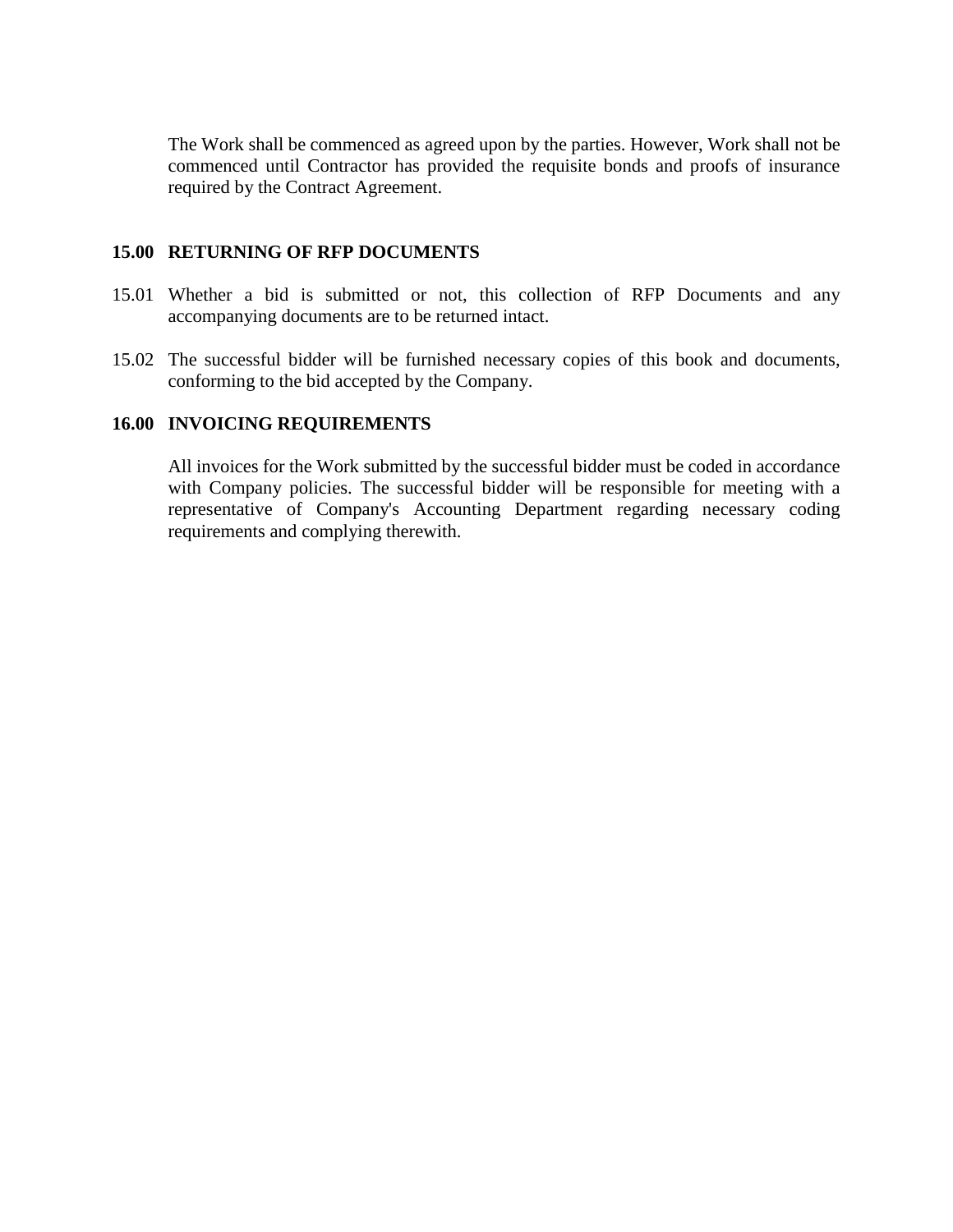The Work shall be commenced as agreed upon by the parties. However, Work shall not be commenced until Contractor has provided the requisite bonds and proofs of insurance required by the Contract Agreement.

## 15.00 RETURNING OF RFP DOCUMENTS

15.01 Whether a bid is submitted or not, this collection of RFP Documents and any accompanying documents are to be returned intact.

15.02 The successful bidder will be furnished necessary copies of this book and documents, conforming to the bid accepted by the Company.

## 16.00 INVOICING REQUIREMENTS

All invoices for the Work submitted by the successful bidder must be coded in accordance with Company policies. The successful bidder will be responsible for meeting with a representative of Company's Accounting Department regarding necessary coding requirements and complying therewith.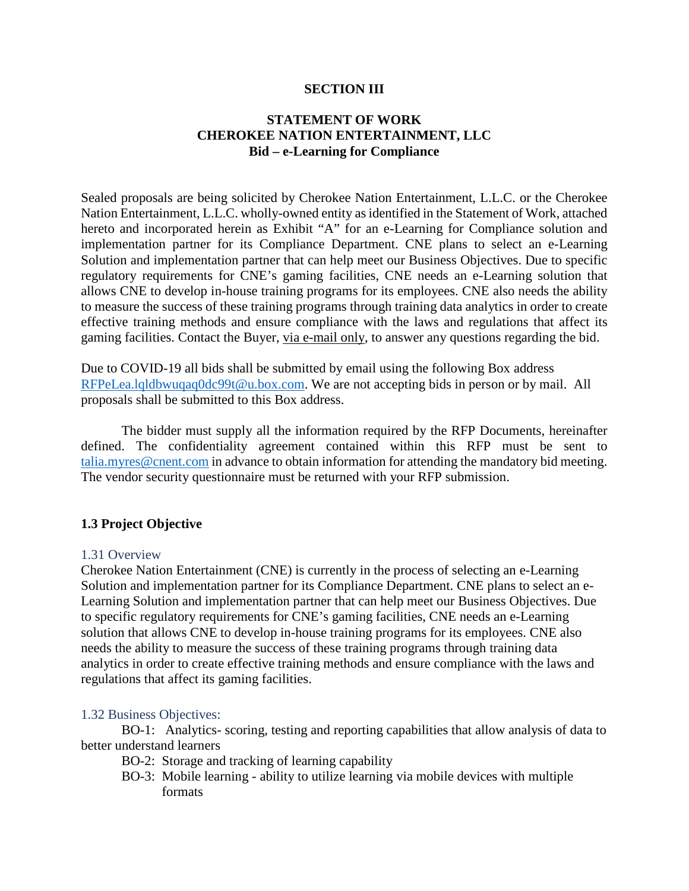**SECTION III**

**STATEMENT OF WORK**
**CHEROKEE NATION ENTERTAINMENT, LLC**
**Bid – e-Learning for Compliance**

Sealed proposals are being solicited by Cherokee Nation Entertainment, L.L.C. or the Cherokee Nation Entertainment, L.L.C. wholly-owned entity as identified in the Statement of Work, attached hereto and incorporated herein as Exhibit "A" for an e-Learning for Compliance solution and implementation partner for its Compliance Department. CNE plans to select an e-Learning Solution and implementation partner that can help meet our Business Objectives. Due to specific regulatory requirements for CNE's gaming facilities, CNE needs an e-Learning solution that allows CNE to develop in-house training programs for its employees. CNE also needs the ability to measure the success of these training programs through training data analytics in order to create effective training methods and ensure compliance with the laws and regulations that affect its gaming facilities. Contact the Buyer, via e-mail only, to answer any questions regarding the bid.

Due to COVID-19 all bids shall be submitted by email using the following Box address RFPeLea.lqldbwuqaq0dc99t@u.box.com. We are not accepting bids in person or by mail. All proposals shall be submitted to this Box address.

The bidder must supply all the information required by the RFP Documents, hereinafter defined. The confidentiality agreement contained within this RFP must be sent to talia.myres@cnent.com in advance to obtain information for attending the mandatory bid meeting. The vendor security questionnaire must be returned with your RFP submission.

## 1.3 Project Objective

### 1.31 Overview

Cherokee Nation Entertainment (CNE) is currently in the process of selecting an e-Learning Solution and implementation partner for its Compliance Department. CNE plans to select an e-Learning Solution and implementation partner that can help meet our Business Objectives. Due to specific regulatory requirements for CNE's gaming facilities, CNE needs an e-Learning solution that allows CNE to develop in-house training programs for its employees. CNE also needs the ability to measure the success of these training programs through training data analytics in order to create effective training methods and ensure compliance with the laws and regulations that affect its gaming facilities.

### 1.32 Business Objectives:

BO-1: Analytics- scoring, testing and reporting capabilities that allow analysis of data to better understand learners

BO-2: Storage and tracking of learning capability

BO-3: Mobile learning - ability to utilize learning via mobile devices with multiple formats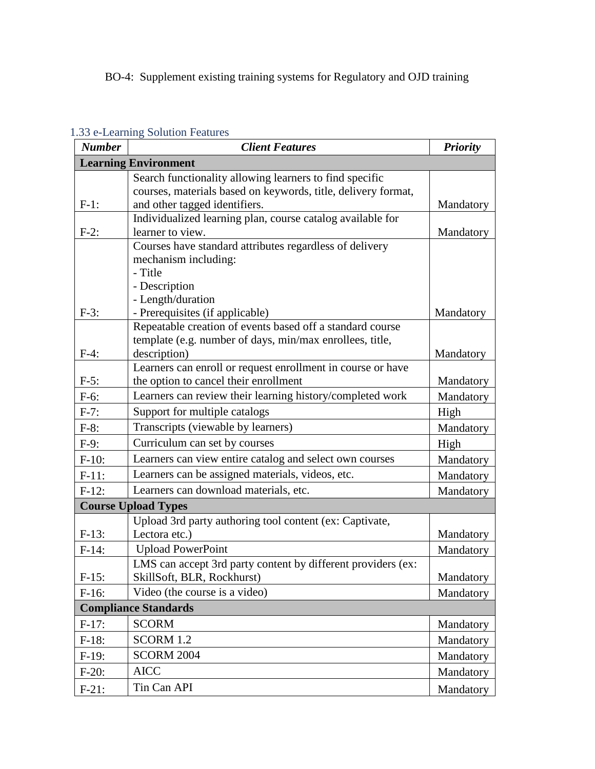BO-4: Supplement existing training systems for Regulatory and OJD training

### 1.33 e-Learning Solution Features

| ***Number*** | ***Client Features*** | ***Priority*** |
|---|---|---|
| **Learning Environment** | | |
| F-1: | Search functionality allowing learners to find specific courses, materials based on keywords, title, delivery format, and other tagged identifiers. | Mandatory |
| F-2: | Individualized learning plan, course catalog available for learner to view. | Mandatory |
| F-3: | Courses have standard attributes regardless of delivery mechanism including:<br>- Title<br>- Description<br>- Length/duration<br>- Prerequisites (if applicable) | Mandatory |
| F-4: | Repeatable creation of events based off a standard course template (e.g. number of days, min/max enrollees, title, description) | Mandatory |
| F-5: | Learners can enroll or request enrollment in course or have the option to cancel their enrollment | Mandatory |
| F-6: | Learners can review their learning history/completed work | Mandatory |
| F-7: | Support for multiple catalogs | High |
| F-8: | Transcripts (viewable by learners) | Mandatory |
| F-9: | Curriculum can set by courses | High |
| F-10: | Learners can view entire catalog and select own courses | Mandatory |
| F-11: | Learners can be assigned materials, videos, etc. | Mandatory |
| F-12: | Learners can download materials, etc. | Mandatory |
| **Course Upload Types** | | |
| F-13: | Upload 3rd party authoring tool content (ex: Captivate, Lectora etc.) | Mandatory |
| F-14: | Upload PowerPoint | Mandatory |
| F-15: | LMS can accept 3rd party content by different providers (ex: SkillSoft, BLR, Rockhurst) | Mandatory |
| F-16: | Video (the course is a video) | Mandatory |
| **Compliance Standards** | | |
| F-17: | SCORM | Mandatory |
| F-18: | SCORM 1.2 | Mandatory |
| F-19: | SCORM 2004 | Mandatory |
| F-20: | AICC | Mandatory |
| F-21: | Tin Can API | Mandatory |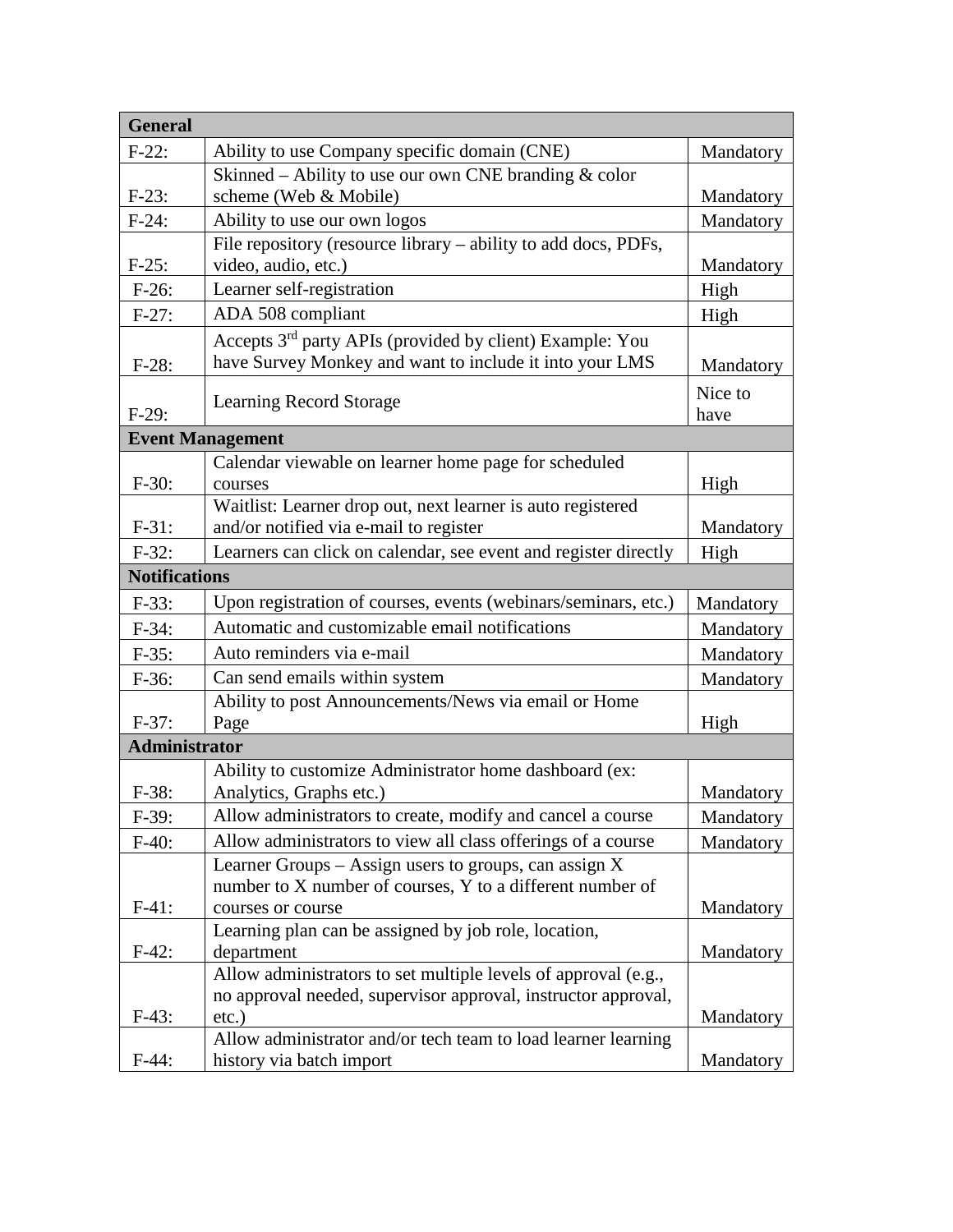| General | | |
|---|---|---|
| F-22: | Ability to use Company specific domain (CNE) | Mandatory |
| F-23: | Skinned – Ability to use our own CNE branding & color scheme (Web & Mobile) | Mandatory |
| F-24: | Ability to use our own logos | Mandatory |
| F-25: | File repository (resource library – ability to add docs, PDFs, video, audio, etc.) | Mandatory |
| F-26: | Learner self-registration | High |
| F-27: | ADA 508 compliant | High |
| F-28: | Accepts 3rd party APIs (provided by client) Example: You have Survey Monkey and want to include it into your LMS | Mandatory |
| F-29: | Learning Record Storage | Nice to have |
| **Event Management** | | |
| F-30: | Calendar viewable on learner home page for scheduled courses | High |
| F-31: | Waitlist: Learner drop out, next learner is auto registered and/or notified via e-mail to register | Mandatory |
| F-32: | Learners can click on calendar, see event and register directly | High |
| **Notifications** | | |
| F-33: | Upon registration of courses, events (webinars/seminars, etc.) | Mandatory |
| F-34: | Automatic and customizable email notifications | Mandatory |
| F-35: | Auto reminders via e-mail | Mandatory |
| F-36: | Can send emails within system | Mandatory |
| F-37: | Ability to post Announcements/News via email or Home Page | High |
| **Administrator** | | |
| F-38: | Ability to customize Administrator home dashboard (ex: Analytics, Graphs etc.) | Mandatory |
| F-39: | Allow administrators to create, modify and cancel a course | Mandatory |
| F-40: | Allow administrators to view all class offerings of a course | Mandatory |
| F-41: | Learner Groups – Assign users to groups, can assign X number to X number of courses, Y to a different number of courses or course | Mandatory |
| F-42: | Learning plan can be assigned by job role, location, department | Mandatory |
| F-43: | Allow administrators to set multiple levels of approval (e.g., no approval needed, supervisor approval, instructor approval, etc.) | Mandatory |
| F-44: | Allow administrator and/or tech team to load learner learning history via batch import | Mandatory |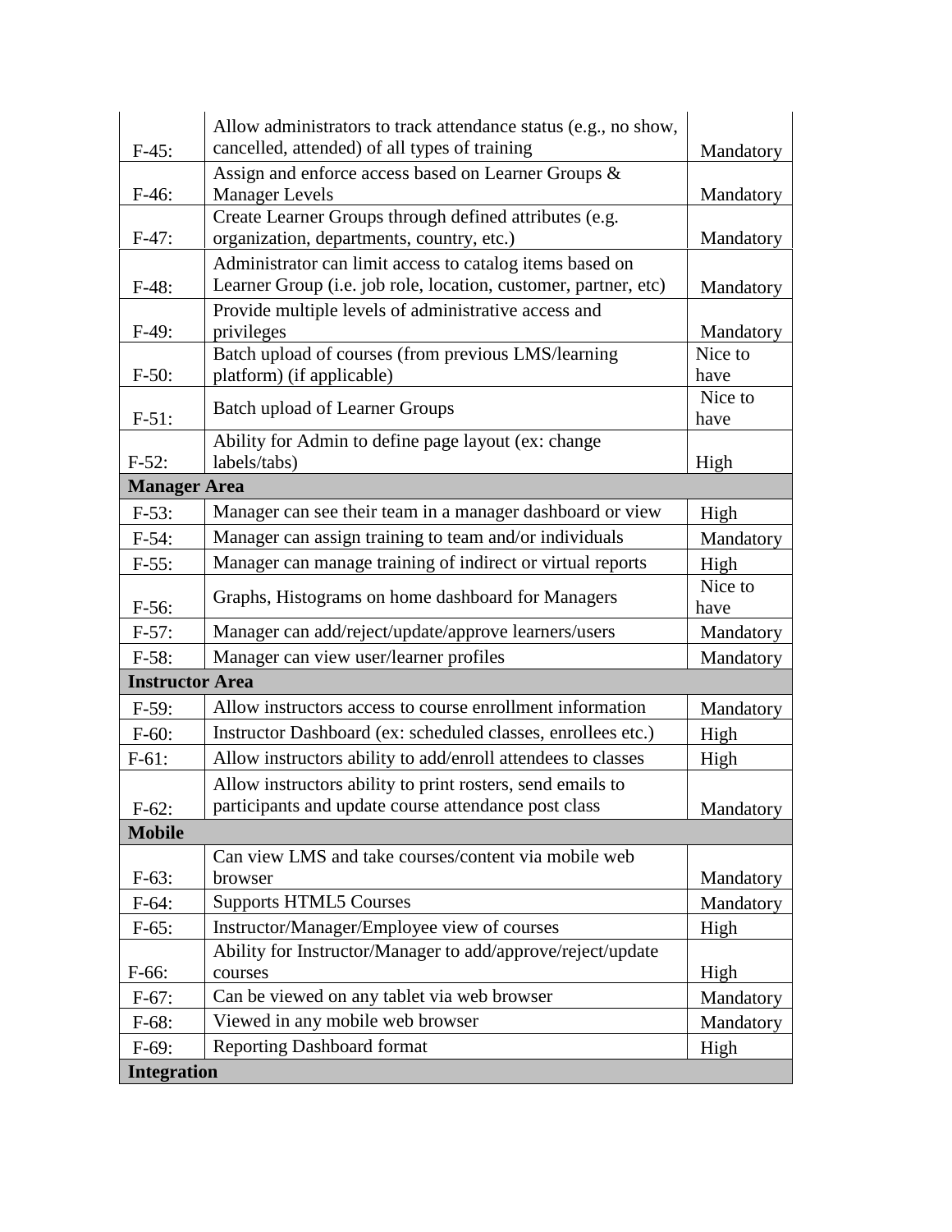| | | |
|---|---|---|
| F-45: | Allow administrators to track attendance status (e.g., no show, cancelled, attended) of all types of training | Mandatory |
| F-46: | Assign and enforce access based on Learner Groups & Manager Levels | Mandatory |
| F-47: | Create Learner Groups through defined attributes (e.g. organization, departments, country, etc.) | Mandatory |
| F-48: | Administrator can limit access to catalog items based on Learner Group (i.e. job role, location, customer, partner, etc) | Mandatory |
| F-49: | Provide multiple levels of administrative access and privileges | Mandatory |
| F-50: | Batch upload of courses (from previous LMS/learning platform) (if applicable) | Nice to have |
| F-51: | Batch upload of Learner Groups | Nice to have |
| F-52: | Ability for Admin to define page layout (ex: change labels/tabs) | High |
| **Manager Area** | | |
| F-53: | Manager can see their team in a manager dashboard or view | High |
| F-54: | Manager can assign training to team and/or individuals | Mandatory |
| F-55: | Manager can manage training of indirect or virtual reports | High |
| F-56: | Graphs, Histograms on home dashboard for Managers | Nice to have |
| F-57: | Manager can add/reject/update/approve learners/users | Mandatory |
| F-58: | Manager can view user/learner profiles | Mandatory |
| **Instructor Area** | | |
| F-59: | Allow instructors access to course enrollment information | Mandatory |
| F-60: | Instructor Dashboard (ex: scheduled classes, enrollees etc.) | High |
| F-61: | Allow instructors ability to add/enroll attendees to classes | High |
| F-62: | Allow instructors ability to print rosters, send emails to participants and update course attendance post class | Mandatory |
| **Mobile** | | |
| F-63: | Can view LMS and take courses/content via mobile web browser | Mandatory |
| F-64: | Supports HTML5 Courses | Mandatory |
| F-65: | Instructor/Manager/Employee view of courses | High |
| F-66: | Ability for Instructor/Manager to add/approve/reject/update courses | High |
| F-67: | Can be viewed on any tablet via web browser | Mandatory |
| F-68: | Viewed in any mobile web browser | Mandatory |
| F-69: | Reporting Dashboard format | High |
| **Integration** | | |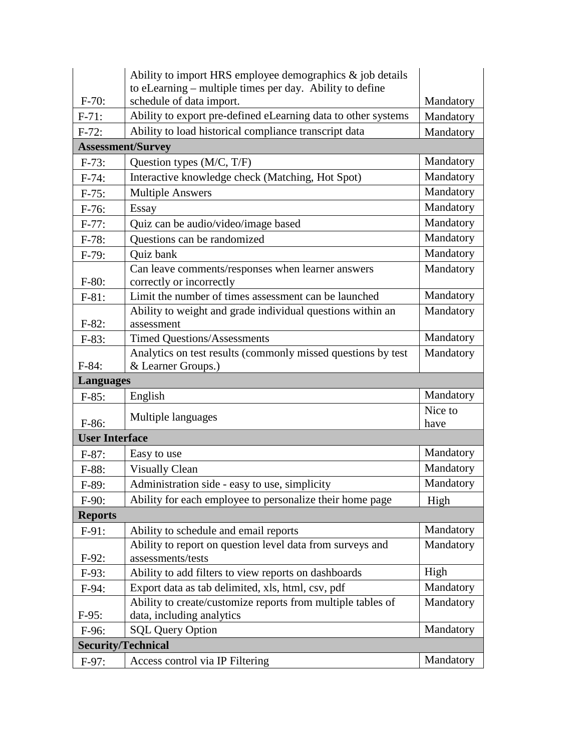| | | |
|---|---|---|
| F-70: | Ability to import HRS employee demographics & job details to eLearning – multiple times per day. Ability to define schedule of data import. | Mandatory |
| F-71: | Ability to export pre-defined eLearning data to other systems | Mandatory |
| F-72: | Ability to load historical compliance transcript data | Mandatory |
| **Assessment/Survey** | | |
| F-73: | Question types (M/C, T/F) | Mandatory |
| F-74: | Interactive knowledge check (Matching, Hot Spot) | Mandatory |
| F-75: | Multiple Answers | Mandatory |
| F-76: | Essay | Mandatory |
| F-77: | Quiz can be audio/video/image based | Mandatory |
| F-78: | Questions can be randomized | Mandatory |
| F-79: | Quiz bank | Mandatory |
| F-80: | Can leave comments/responses when learner answers correctly or incorrectly | Mandatory |
| F-81: | Limit the number of times assessment can be launched | Mandatory |
| F-82: | Ability to weight and grade individual questions within an assessment | Mandatory |
| F-83: | Timed Questions/Assessments | Mandatory |
| F-84: | Analytics on test results (commonly missed questions by test & Learner Groups.) | Mandatory |
| **Languages** | | |
| F-85: | English | Mandatory |
| F-86: | Multiple languages | Nice to have |
| **User Interface** | | |
| F-87: | Easy to use | Mandatory |
| F-88: | Visually Clean | Mandatory |
| F-89: | Administration side - easy to use, simplicity | Mandatory |
| F-90: | Ability for each employee to personalize their home page | High |
| **Reports** | | |
| F-91: | Ability to schedule and email reports | Mandatory |
| F-92: | Ability to report on question level data from surveys and assessments/tests | Mandatory |
| F-93: | Ability to add filters to view reports on dashboards | High |
| F-94: | Export data as tab delimited, xls, html, csv, pdf | Mandatory |
| F-95: | Ability to create/customize reports from multiple tables of data, including analytics | Mandatory |
| F-96: | SQL Query Option | Mandatory |
| **Security/Technical** | | |
| F-97: | Access control via IP Filtering | Mandatory |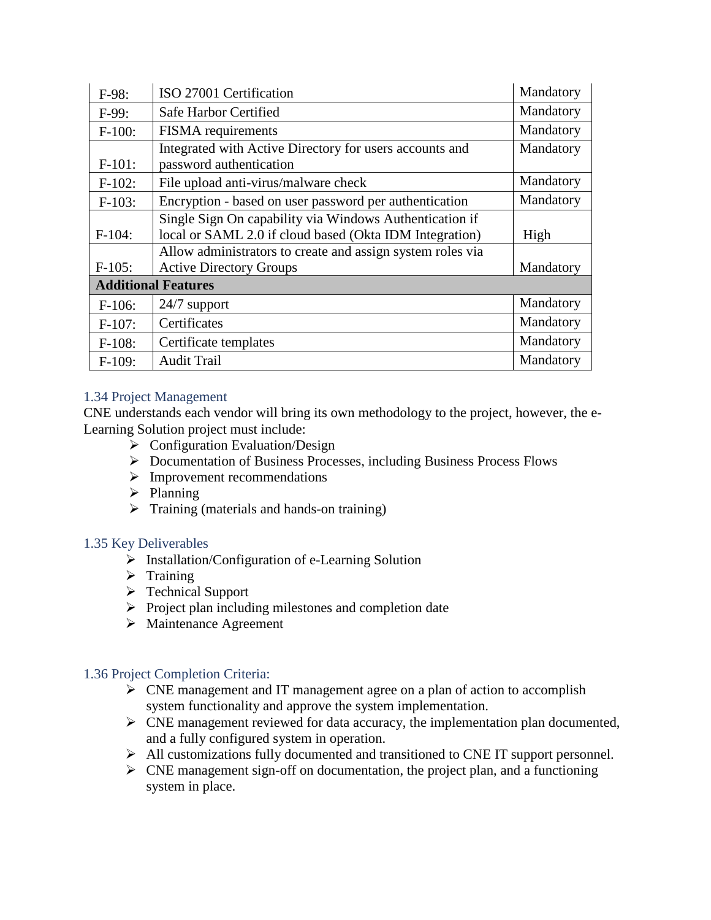| | | |
|---|---|---|
| F-98: | ISO 27001 Certification | Mandatory |
| F-99: | Safe Harbor Certified | Mandatory |
| F-100: | FISMA requirements | Mandatory |
| F-101: | Integrated with Active Directory for users accounts and password authentication | Mandatory |
| F-102: | File upload anti-virus/malware check | Mandatory |
| F-103: | Encryption - based on user password per authentication | Mandatory |
| F-104: | Single Sign On capability via Windows Authentication if local or SAML 2.0 if cloud based (Okta IDM Integration) | High |
| F-105: | Allow administrators to create and assign system roles via Active Directory Groups | Mandatory |
| **Additional Features** | | |
| F-106: | 24/7 support | Mandatory |
| F-107: | Certificates | Mandatory |
| F-108: | Certificate templates | Mandatory |
| F-109: | Audit Trail | Mandatory |

### 1.34 Project Management

CNE understands each vendor will bring its own methodology to the project, however, the e-Learning Solution project must include:

- Configuration Evaluation/Design
- Documentation of Business Processes, including Business Process Flows
- Improvement recommendations
- Planning
- Training (materials and hands-on training)

### 1.35 Key Deliverables

- Installation/Configuration of e-Learning Solution
- Training
- Technical Support
- Project plan including milestones and completion date
- Maintenance Agreement

### 1.36 Project Completion Criteria:

- CNE management and IT management agree on a plan of action to accomplish system functionality and approve the system implementation.
- CNE management reviewed for data accuracy, the implementation plan documented, and a fully configured system in operation.
- All customizations fully documented and transitioned to CNE IT support personnel.
- CNE management sign-off on documentation, the project plan, and a functioning system in place.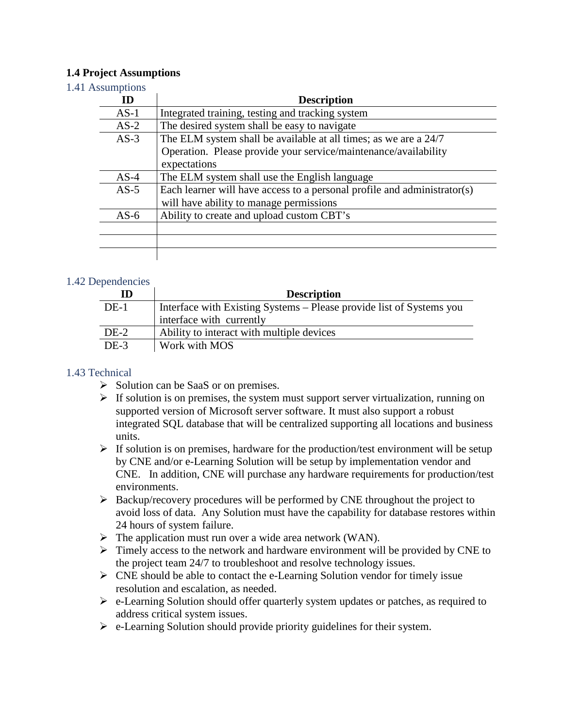## 1.4 Project Assumptions

### 1.41 Assumptions

| ID | Description |
|---|---|
| AS-1 | Integrated training, testing and tracking system |
| AS-2 | The desired system shall be easy to navigate |
| AS-3 | The ELM system shall be available at all times; as we are a 24/7 Operation. Please provide your service/maintenance/availability expectations |
| AS-4 | The ELM system shall use the English language |
| AS-5 | Each learner will have access to a personal profile and administrator(s) will have ability to manage permissions |
| AS-6 | Ability to create and upload custom CBT's |
| | |
| | |
| | |

### 1.42 Dependencies

| ID | Description |
|---|---|
| DE-1 | Interface with Existing Systems – Please provide list of Systems you interface with currently |
| DE-2 | Ability to interact with multiple devices |
| DE-3 | Work with MOS |

### 1.43 Technical

- Solution can be SaaS or on premises.
- If solution is on premises, the system must support server virtualization, running on supported version of Microsoft server software. It must also support a robust integrated SQL database that will be centralized supporting all locations and business units.
- If solution is on premises, hardware for the production/test environment will be setup by CNE and/or e-Learning Solution will be setup by implementation vendor and CNE. In addition, CNE will purchase any hardware requirements for production/test environments.
- Backup/recovery procedures will be performed by CNE throughout the project to avoid loss of data. Any Solution must have the capability for database restores within 24 hours of system failure.
- The application must run over a wide area network (WAN).
- Timely access to the network and hardware environment will be provided by CNE to the project team 24/7 to troubleshoot and resolve technology issues.
- CNE should be able to contact the e-Learning Solution vendor for timely issue resolution and escalation, as needed.
- e-Learning Solution should offer quarterly system updates or patches, as required to address critical system issues.
- e-Learning Solution should provide priority guidelines for their system.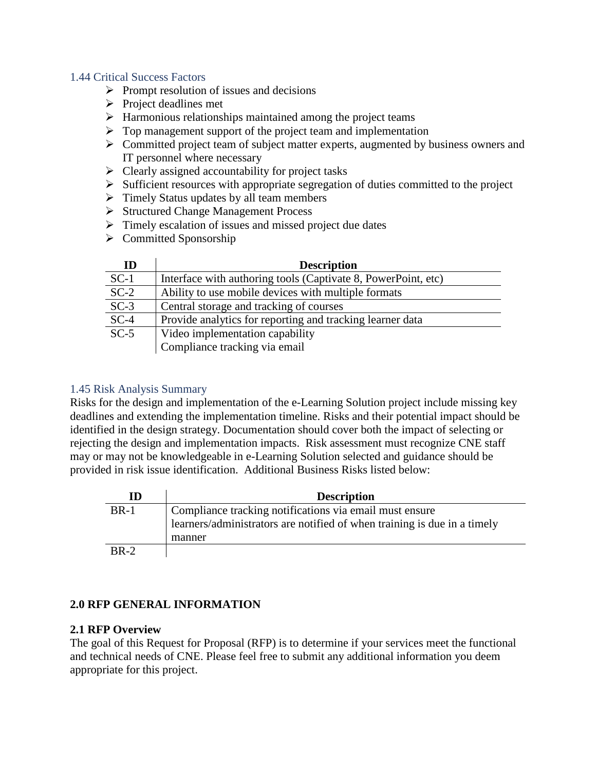### 1.44 Critical Success Factors

- Prompt resolution of issues and decisions
- Project deadlines met
- Harmonious relationships maintained among the project teams
- Top management support of the project team and implementation
- Committed project team of subject matter experts, augmented by business owners and IT personnel where necessary
- Clearly assigned accountability for project tasks
- Sufficient resources with appropriate segregation of duties committed to the project
- Timely Status updates by all team members
- Structured Change Management Process
- Timely escalation of issues and missed project due dates
- Committed Sponsorship

| ID | Description |
|---|---|
| SC-1 | Interface with authoring tools (Captivate 8, PowerPoint, etc) |
| SC-2 | Ability to use mobile devices with multiple formats |
| SC-3 | Central storage and tracking of courses |
| SC-4 | Provide analytics for reporting and tracking learner data |
| SC-5 | Video implementation capability<br>Compliance tracking via email |

### 1.45 Risk Analysis Summary

Risks for the design and implementation of the e-Learning Solution project include missing key deadlines and extending the implementation timeline. Risks and their potential impact should be identified in the design strategy. Documentation should cover both the impact of selecting or rejecting the design and implementation impacts. Risk assessment must recognize CNE staff may or may not be knowledgeable in e-Learning Solution selected and guidance should be provided in risk issue identification. Additional Business Risks listed below:

| ID | Description |
|---|---|
| BR-1 | Compliance tracking notifications via email must ensure learners/administrators are notified of when training is due in a timely manner |
| BR-2 | |

## 2.0 RFP GENERAL INFORMATION

### 2.1 RFP Overview

The goal of this Request for Proposal (RFP) is to determine if your services meet the functional and technical needs of CNE. Please feel free to submit any additional information you deem appropriate for this project.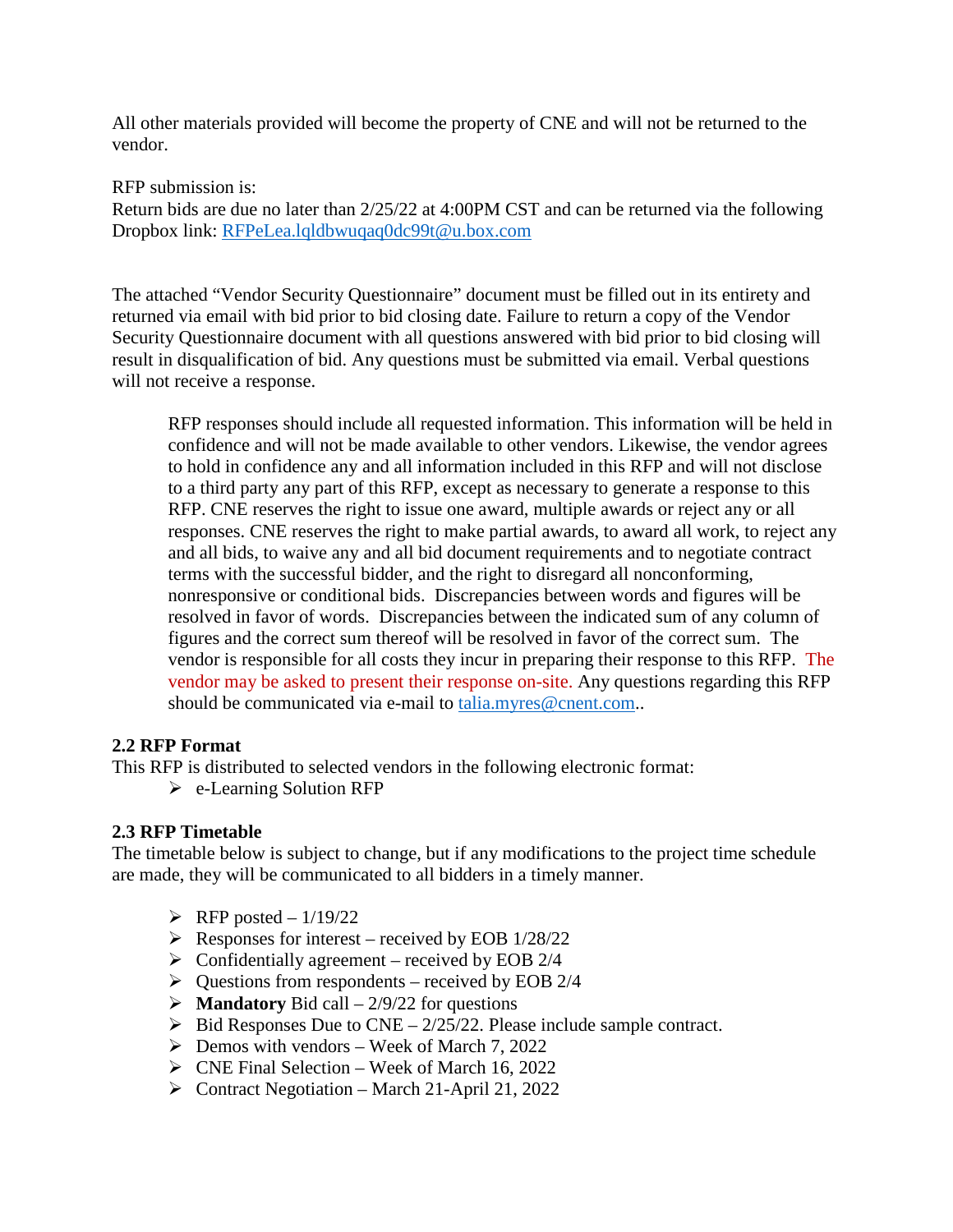All other materials provided will become the property of CNE and will not be returned to the vendor.

RFP submission is:
Return bids are due no later than 2/25/22 at 4:00PM CST and can be returned via the following Dropbox link: RFPeLea.lqldbwuqaq0dc99t@u.box.com

The attached "Vendor Security Questionnaire" document must be filled out in its entirety and returned via email with bid prior to bid closing date. Failure to return a copy of the Vendor Security Questionnaire document with all questions answered with bid prior to bid closing will result in disqualification of bid. Any questions must be submitted via email. Verbal questions will not receive a response.

> RFP responses should include all requested information. This information will be held in confidence and will not be made available to other vendors. Likewise, the vendor agrees to hold in confidence any and all information included in this RFP and will not disclose to a third party any part of this RFP, except as necessary to generate a response to this RFP. CNE reserves the right to issue one award, multiple awards or reject any or all responses. CNE reserves the right to make partial awards, to award all work, to reject any and all bids, to waive any and all bid document requirements and to negotiate contract terms with the successful bidder, and the right to disregard all nonconforming, nonresponsive or conditional bids. Discrepancies between words and figures will be resolved in favor of words. Discrepancies between the indicated sum of any column of figures and the correct sum thereof will be resolved in favor of the correct sum. The vendor is responsible for all costs they incur in preparing their response to this RFP. The vendor may be asked to present their response on-site. Any questions regarding this RFP should be communicated via e-mail to talia.myres@cnent.com..

### 2.2 RFP Format

This RFP is distributed to selected vendors in the following electronic format:

- e-Learning Solution RFP

### 2.3 RFP Timetable

The timetable below is subject to change, but if any modifications to the project time schedule are made, they will be communicated to all bidders in a timely manner.

- RFP posted – 1/19/22
- Responses for interest – received by EOB 1/28/22
- Confidentially agreement – received by EOB 2/4
- Questions from respondents – received by EOB 2/4
- **Mandatory** Bid call – 2/9/22 for questions
- Bid Responses Due to CNE – 2/25/22. Please include sample contract.
- Demos with vendors – Week of March 7, 2022
- CNE Final Selection – Week of March 16, 2022
- Contract Negotiation – March 21-April 21, 2022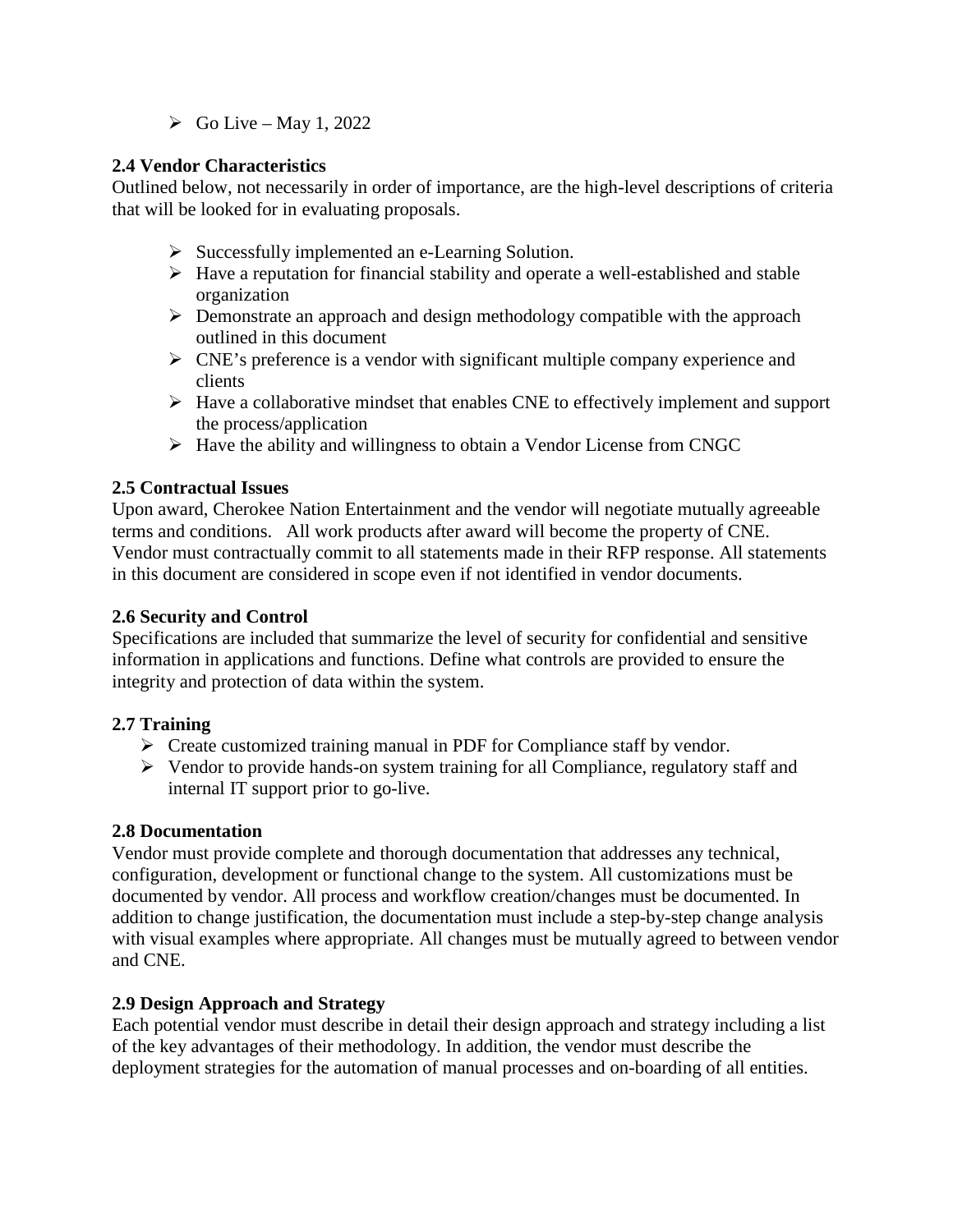- Go Live – May 1, 2022

### 2.4 Vendor Characteristics

Outlined below, not necessarily in order of importance, are the high-level descriptions of criteria that will be looked for in evaluating proposals.

- Successfully implemented an e-Learning Solution.
- Have a reputation for financial stability and operate a well-established and stable organization
- Demonstrate an approach and design methodology compatible with the approach outlined in this document
- CNE's preference is a vendor with significant multiple company experience and clients
- Have a collaborative mindset that enables CNE to effectively implement and support the process/application
- Have the ability and willingness to obtain a Vendor License from CNGC

### 2.5 Contractual Issues

Upon award, Cherokee Nation Entertainment and the vendor will negotiate mutually agreeable terms and conditions. All work products after award will become the property of CNE. Vendor must contractually commit to all statements made in their RFP response. All statements in this document are considered in scope even if not identified in vendor documents.

### 2.6 Security and Control

Specifications are included that summarize the level of security for confidential and sensitive information in applications and functions. Define what controls are provided to ensure the integrity and protection of data within the system.

### 2.7 Training

- Create customized training manual in PDF for Compliance staff by vendor.
- Vendor to provide hands-on system training for all Compliance, regulatory staff and internal IT support prior to go-live.

### 2.8 Documentation

Vendor must provide complete and thorough documentation that addresses any technical, configuration, development or functional change to the system. All customizations must be documented by vendor. All process and workflow creation/changes must be documented. In addition to change justification, the documentation must include a step-by-step change analysis with visual examples where appropriate. All changes must be mutually agreed to between vendor and CNE.

### 2.9 Design Approach and Strategy

Each potential vendor must describe in detail their design approach and strategy including a list of the key advantages of their methodology. In addition, the vendor must describe the deployment strategies for the automation of manual processes and on-boarding of all entities.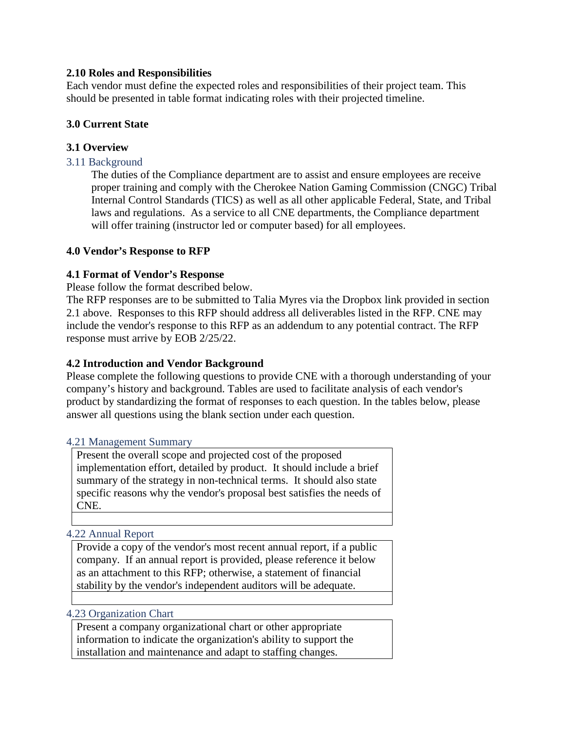**2.10 Roles and Responsibilities**

Each vendor must define the expected roles and responsibilities of their project team. This should be presented in table format indicating roles with their projected timeline.

## 3.0 Current State

### 3.1 Overview

#### 3.11 Background

The duties of the Compliance department are to assist and ensure employees are receive proper training and comply with the Cherokee Nation Gaming Commission (CNGC) Tribal Internal Control Standards (TICS) as well as all other applicable Federal, State, and Tribal laws and regulations. As a service to all CNE departments, the Compliance department will offer training (instructor led or computer based) for all employees.

## 4.0 Vendor's Response to RFP

### 4.1 Format of Vendor's Response

Please follow the format described below.

The RFP responses are to be submitted to Talia Myres via the Dropbox link provided in section 2.1 above. Responses to this RFP should address all deliverables listed in the RFP. CNE may include the vendor's response to this RFP as an addendum to any potential contract. The RFP response must arrive by EOB 2/25/22.

### 4.2 Introduction and Vendor Background

Please complete the following questions to provide CNE with a thorough understanding of your company's history and background. Tables are used to facilitate analysis of each vendor's product by standardizing the format of responses to each question. In the tables below, please answer all questions using the blank section under each question.

#### 4.21 Management Summary

| Present the overall scope and projected cost of the proposed implementation effort, detailed by product. It should include a brief summary of the strategy in non-technical terms. It should also state specific reasons why the vendor's proposal best satisfies the needs of CNE. |
|---|
| |

#### 4.22 Annual Report

| Provide a copy of the vendor's most recent annual report, if a public company. If an annual report is provided, please reference it below as an attachment to this RFP; otherwise, a statement of financial stability by the vendor's independent auditors will be adequate. |
|---|
| |

#### 4.23 Organization Chart

| Present a company organizational chart or other appropriate information to indicate the organization's ability to support the installation and maintenance and adapt to staffing changes. |
|---|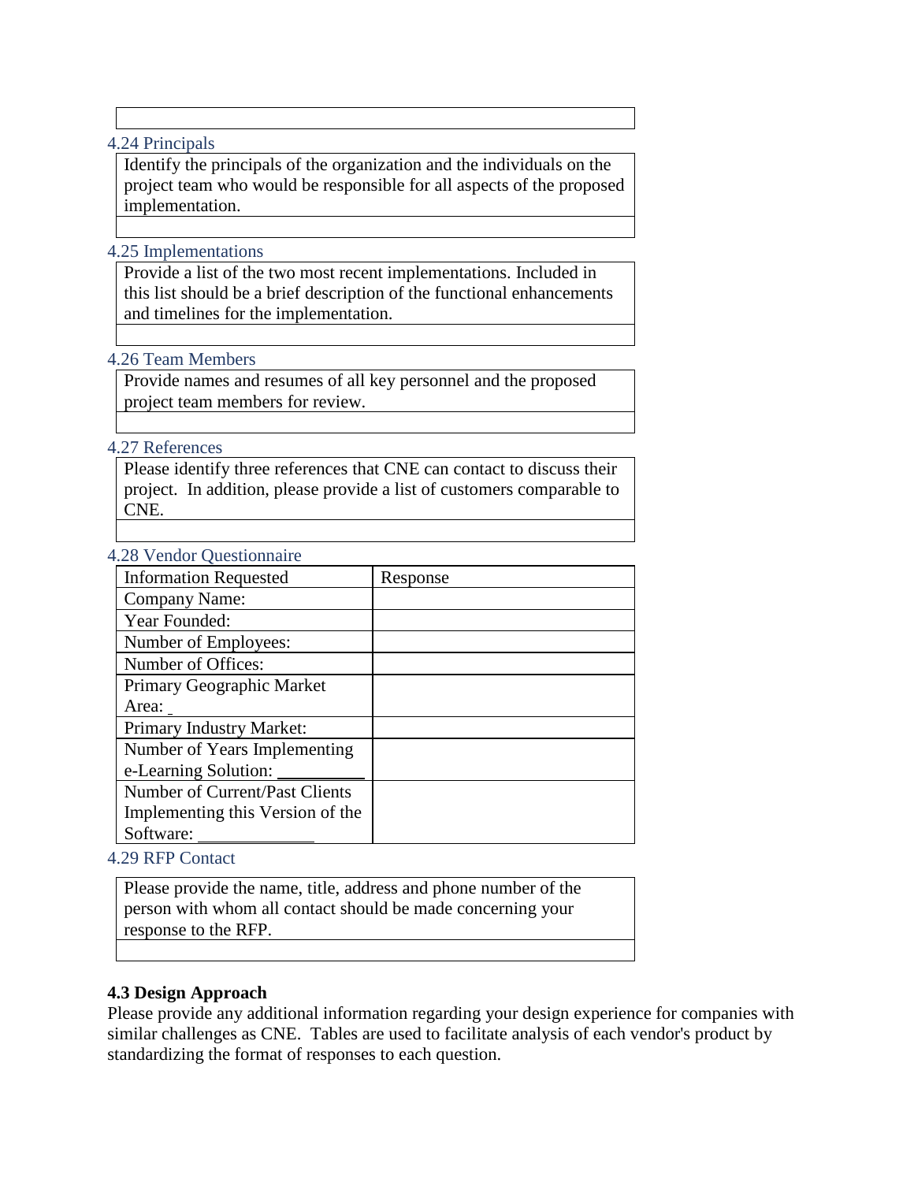| |
|---|
| |

### 4.24 Principals

| Identify the principals of the organization and the individuals on the project team who would be responsible for all aspects of the proposed implementation. |
|---|
| |

### 4.25 Implementations

| Provide a list of the two most recent implementations. Included in this list should be a brief description of the functional enhancements and timelines for the implementation. |
|---|
| |

### 4.26 Team Members

| Provide names and resumes of all key personnel and the proposed project team members for review. |
|---|
| |

### 4.27 References

| Please identify three references that CNE can contact to discuss their project. In addition, please provide a list of customers comparable to CNE. |
|---|
| |

### 4.28 Vendor Questionnaire

| Information Requested | Response |
|---|---|
| Company Name: | |
| Year Founded: | |
| Number of Employees: | |
| Number of Offices: | |
| Primary Geographic Market Area: | |
| Primary Industry Market: | |
| Number of Years Implementing e-Learning Solution: | |
| Number of Current/Past Clients Implementing this Version of the Software: | |

### 4.29 RFP Contact

| Please provide the name, title, address and phone number of the person with whom all contact should be made concerning your response to the RFP. |
|---|
| |

**4.3 Design Approach**

Please provide any additional information regarding your design experience for companies with similar challenges as CNE. Tables are used to facilitate analysis of each vendor's product by standardizing the format of responses to each question.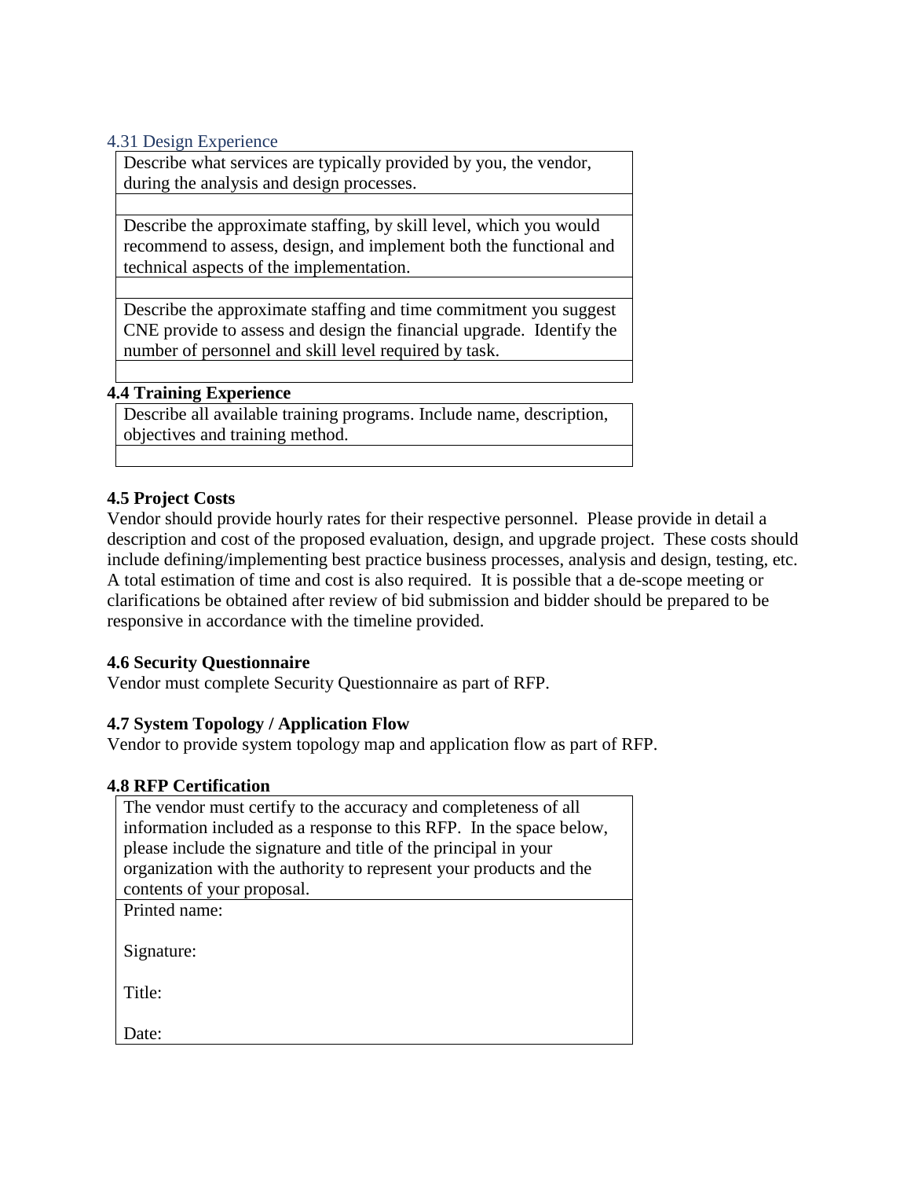### 4.31 Design Experience

| Describe what services are typically provided by you, the vendor, during the analysis and design processes. |
|---|
| |
| Describe the approximate staffing, by skill level, which you would recommend to assess, design, and implement both the functional and technical aspects of the implementation. |
| |
| Describe the approximate staffing and time commitment you suggest CNE provide to assess and design the financial upgrade. Identify the number of personnel and skill level required by task. |
| |

### 4.4 Training Experience

| Describe all available training programs. Include name, description, objectives and training method. |
|---|
| |

### 4.5 Project Costs

Vendor should provide hourly rates for their respective personnel. Please provide in detail a description and cost of the proposed evaluation, design, and upgrade project. These costs should include defining/implementing best practice business processes, analysis and design, testing, etc. A total estimation of time and cost is also required. It is possible that a de-scope meeting or clarifications be obtained after review of bid submission and bidder should be prepared to be responsive in accordance with the timeline provided.

### 4.6 Security Questionnaire

Vendor must complete Security Questionnaire as part of RFP.

### 4.7 System Topology / Application Flow

Vendor to provide system topology map and application flow as part of RFP.

### 4.8 RFP Certification

| The vendor must certify to the accuracy and completeness of all information included as a response to this RFP. In the space below, please include the signature and title of the principal in your organization with the authority to represent your products and the contents of your proposal. |
|---|
| Printed name:<br><br>Signature:<br><br>Title:<br><br>Date: |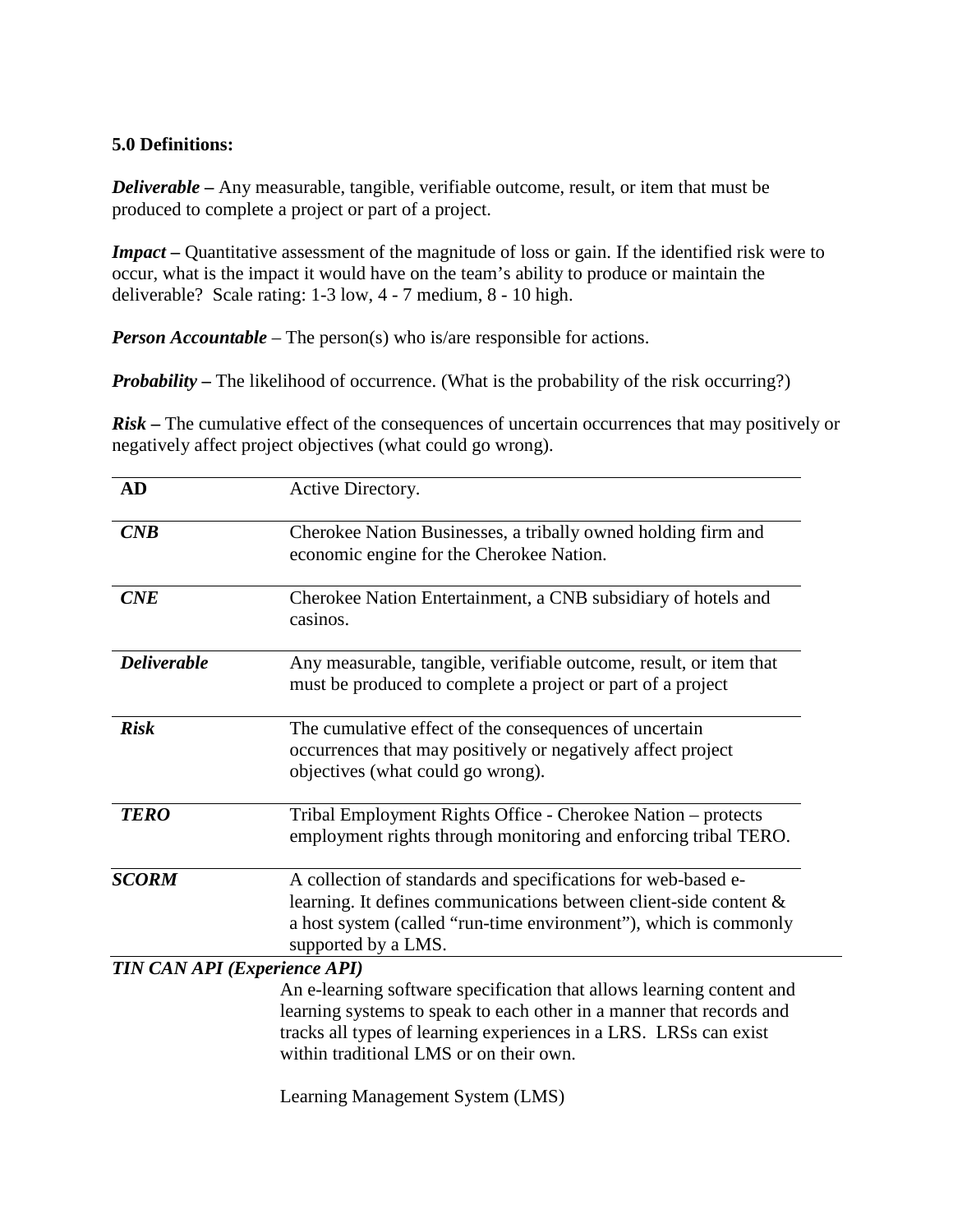**5.0 Definitions:**

***Deliverable –*** Any measurable, tangible, verifiable outcome, result, or item that must be produced to complete a project or part of a project.

***Impact –*** Quantitative assessment of the magnitude of loss or gain. If the identified risk were to occur, what is the impact it would have on the team's ability to produce or maintain the deliverable? Scale rating: 1-3 low, 4 - 7 medium, 8 - 10 high.

***Person Accountable*** – The person(s) who is/are responsible for actions.

***Probability –*** The likelihood of occurrence. (What is the probability of the risk occurring?)

***Risk –*** The cumulative effect of the consequences of uncertain occurrences that may positively or negatively affect project objectives (what could go wrong).

| | |
|---|---|
| **AD** | Active Directory. |
| ***CNB*** | Cherokee Nation Businesses, a tribally owned holding firm and economic engine for the Cherokee Nation. |
| ***CNE*** | Cherokee Nation Entertainment, a CNB subsidiary of hotels and casinos. |
| ***Deliverable*** | Any measurable, tangible, verifiable outcome, result, or item that must be produced to complete a project or part of a project |
| ***Risk*** | The cumulative effect of the consequences of uncertain occurrences that may positively or negatively affect project objectives (what could go wrong). |
| ***TERO*** | Tribal Employment Rights Office - Cherokee Nation – protects employment rights through monitoring and enforcing tribal TERO. |
| ***SCORM*** | A collection of standards and specifications for web-based e-learning. It defines communications between client-side content & a host system (called "run-time environment"), which is commonly supported by a LMS. |
| ***TIN CAN API (Experience API)*** | An e-learning software specification that allows learning content and learning systems to speak to each other in a manner that records and tracks all types of learning experiences in a LRS. LRSs can exist within traditional LMS or on their own. |
| | Learning Management System (LMS) |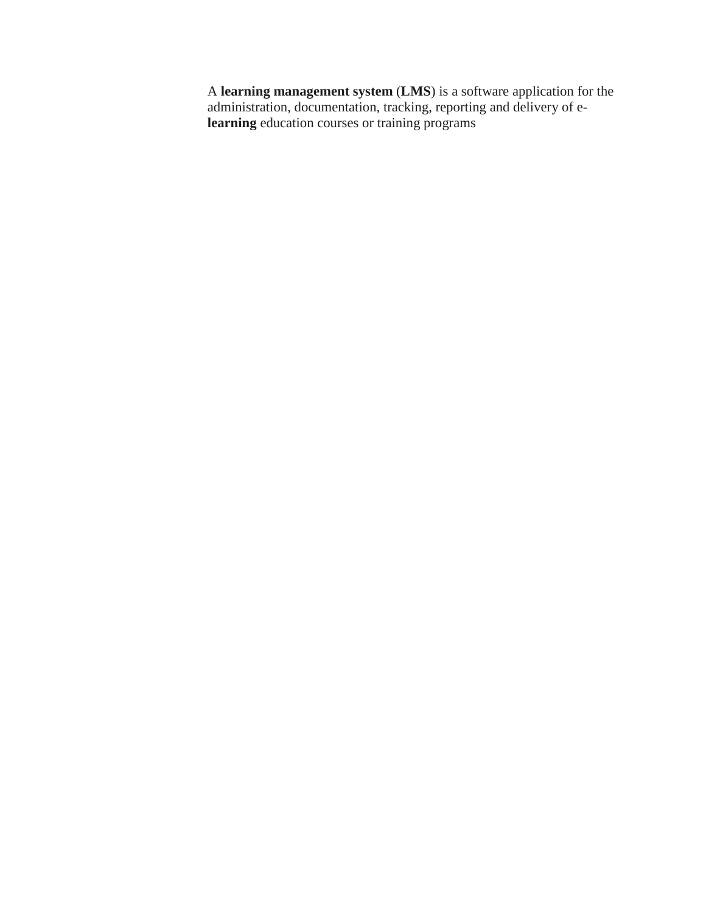A **learning management system** (**LMS**) is a software application for the administration, documentation, tracking, reporting and delivery of e-**learning** education courses or training programs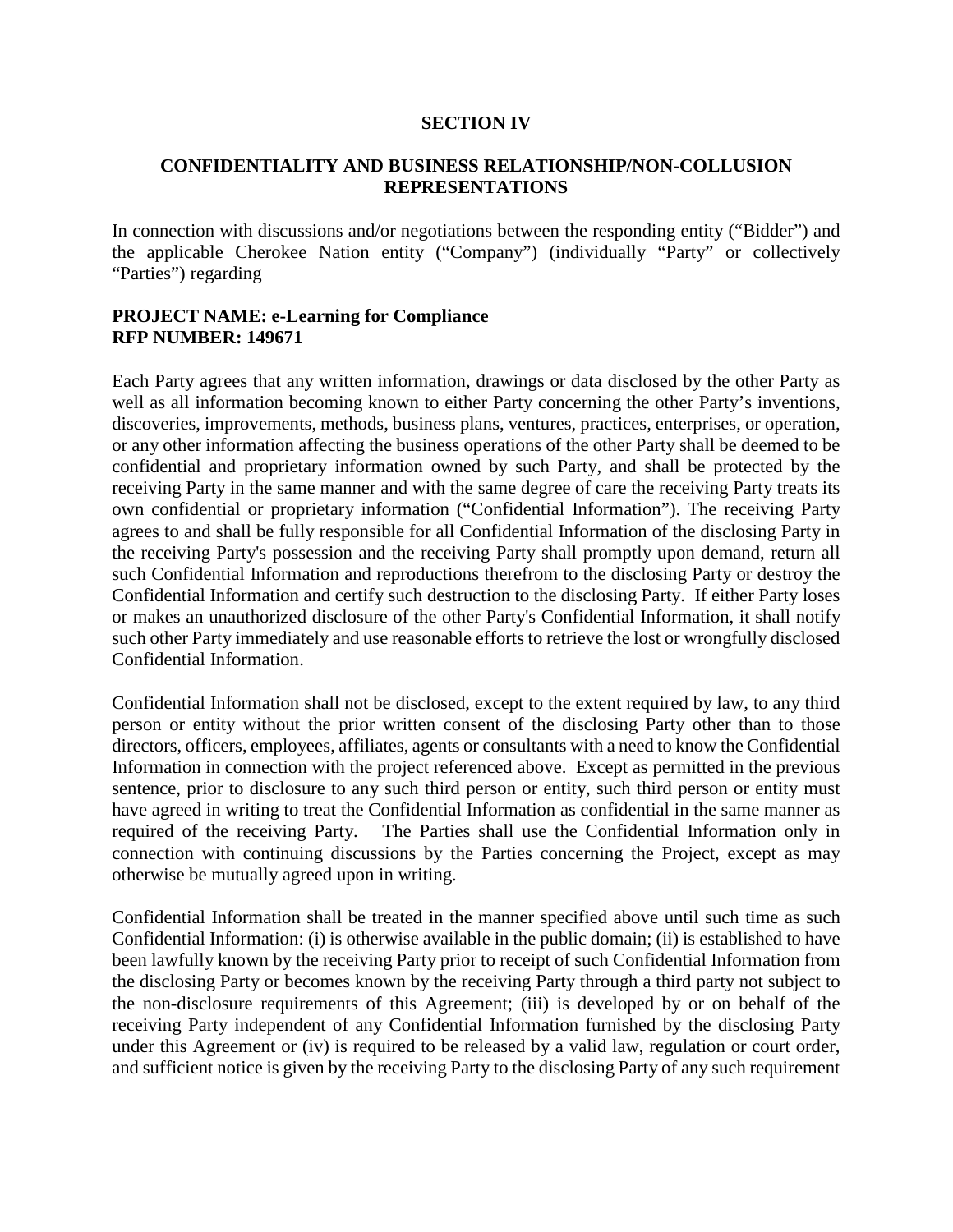## SECTION IV

## CONFIDENTIALITY AND BUSINESS RELATIONSHIP/NON-COLLUSION REPRESENTATIONS

In connection with discussions and/or negotiations between the responding entity ("Bidder") and the applicable Cherokee Nation entity ("Company") (individually "Party" or collectively "Parties") regarding

**PROJECT NAME: e-Learning for Compliance**
**RFP NUMBER: 149671**

Each Party agrees that any written information, drawings or data disclosed by the other Party as well as all information becoming known to either Party concerning the other Party's inventions, discoveries, improvements, methods, business plans, ventures, practices, enterprises, or operation, or any other information affecting the business operations of the other Party shall be deemed to be confidential and proprietary information owned by such Party, and shall be protected by the receiving Party in the same manner and with the same degree of care the receiving Party treats its own confidential or proprietary information ("Confidential Information"). The receiving Party agrees to and shall be fully responsible for all Confidential Information of the disclosing Party in the receiving Party's possession and the receiving Party shall promptly upon demand, return all such Confidential Information and reproductions therefrom to the disclosing Party or destroy the Confidential Information and certify such destruction to the disclosing Party. If either Party loses or makes an unauthorized disclosure of the other Party's Confidential Information, it shall notify such other Party immediately and use reasonable efforts to retrieve the lost or wrongfully disclosed Confidential Information.

Confidential Information shall not be disclosed, except to the extent required by law, to any third person or entity without the prior written consent of the disclosing Party other than to those directors, officers, employees, affiliates, agents or consultants with a need to know the Confidential Information in connection with the project referenced above. Except as permitted in the previous sentence, prior to disclosure to any such third person or entity, such third person or entity must have agreed in writing to treat the Confidential Information as confidential in the same manner as required of the receiving Party. The Parties shall use the Confidential Information only in connection with continuing discussions by the Parties concerning the Project, except as may otherwise be mutually agreed upon in writing.

Confidential Information shall be treated in the manner specified above until such time as such Confidential Information: (i) is otherwise available in the public domain; (ii) is established to have been lawfully known by the receiving Party prior to receipt of such Confidential Information from the disclosing Party or becomes known by the receiving Party through a third party not subject to the non-disclosure requirements of this Agreement; (iii) is developed by or on behalf of the receiving Party independent of any Confidential Information furnished by the disclosing Party under this Agreement or (iv) is required to be released by a valid law, regulation or court order, and sufficient notice is given by the receiving Party to the disclosing Party of any such requirement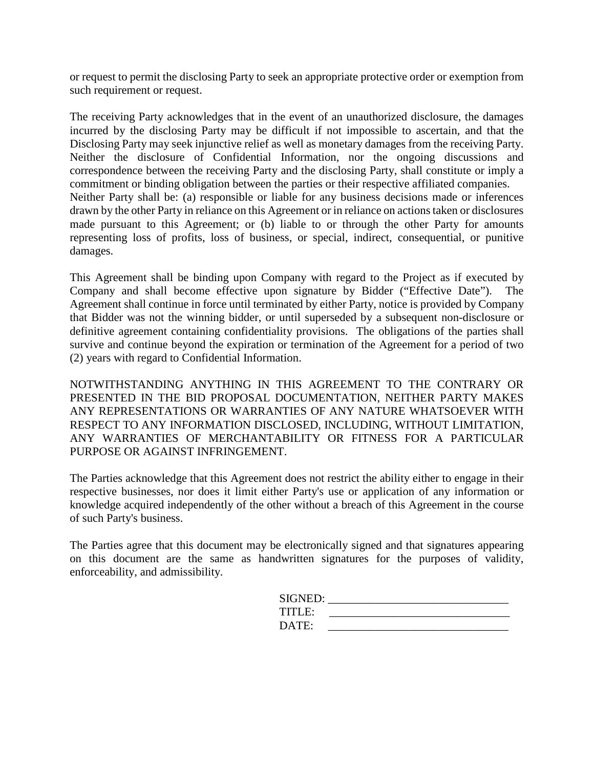or request to permit the disclosing Party to seek an appropriate protective order or exemption from such requirement or request.

The receiving Party acknowledges that in the event of an unauthorized disclosure, the damages incurred by the disclosing Party may be difficult if not impossible to ascertain, and that the Disclosing Party may seek injunctive relief as well as monetary damages from the receiving Party. Neither the disclosure of Confidential Information, nor the ongoing discussions and correspondence between the receiving Party and the disclosing Party, shall constitute or imply a commitment or binding obligation between the parties or their respective affiliated companies.
Neither Party shall be: (a) responsible or liable for any business decisions made or inferences drawn by the other Party in reliance on this Agreement or in reliance on actions taken or disclosures made pursuant to this Agreement; or (b) liable to or through the other Party for amounts representing loss of profits, loss of business, or special, indirect, consequential, or punitive damages.

This Agreement shall be binding upon Company with regard to the Project as if executed by Company and shall become effective upon signature by Bidder ("Effective Date"). The Agreement shall continue in force until terminated by either Party, notice is provided by Company that Bidder was not the winning bidder, or until superseded by a subsequent non-disclosure or definitive agreement containing confidentiality provisions. The obligations of the parties shall survive and continue beyond the expiration or termination of the Agreement for a period of two (2) years with regard to Confidential Information.

NOTWITHSTANDING ANYTHING IN THIS AGREEMENT TO THE CONTRARY OR PRESENTED IN THE BID PROPOSAL DOCUMENTATION, NEITHER PARTY MAKES ANY REPRESENTATIONS OR WARRANTIES OF ANY NATURE WHATSOEVER WITH RESPECT TO ANY INFORMATION DISCLOSED, INCLUDING, WITHOUT LIMITATION, ANY WARRANTIES OF MERCHANTABILITY OR FITNESS FOR A PARTICULAR PURPOSE OR AGAINST INFRINGEMENT.

The Parties acknowledge that this Agreement does not restrict the ability either to engage in their respective businesses, nor does it limit either Party's use or application of any information or knowledge acquired independently of the other without a breach of this Agreement in the course of such Party's business.

The Parties agree that this document may be electronically signed and that signatures appearing on this document are the same as handwritten signatures for the purposes of validity, enforceability, and admissibility.

SIGNED: _______________________________
TITLE: _______________________________
DATE: _______________________________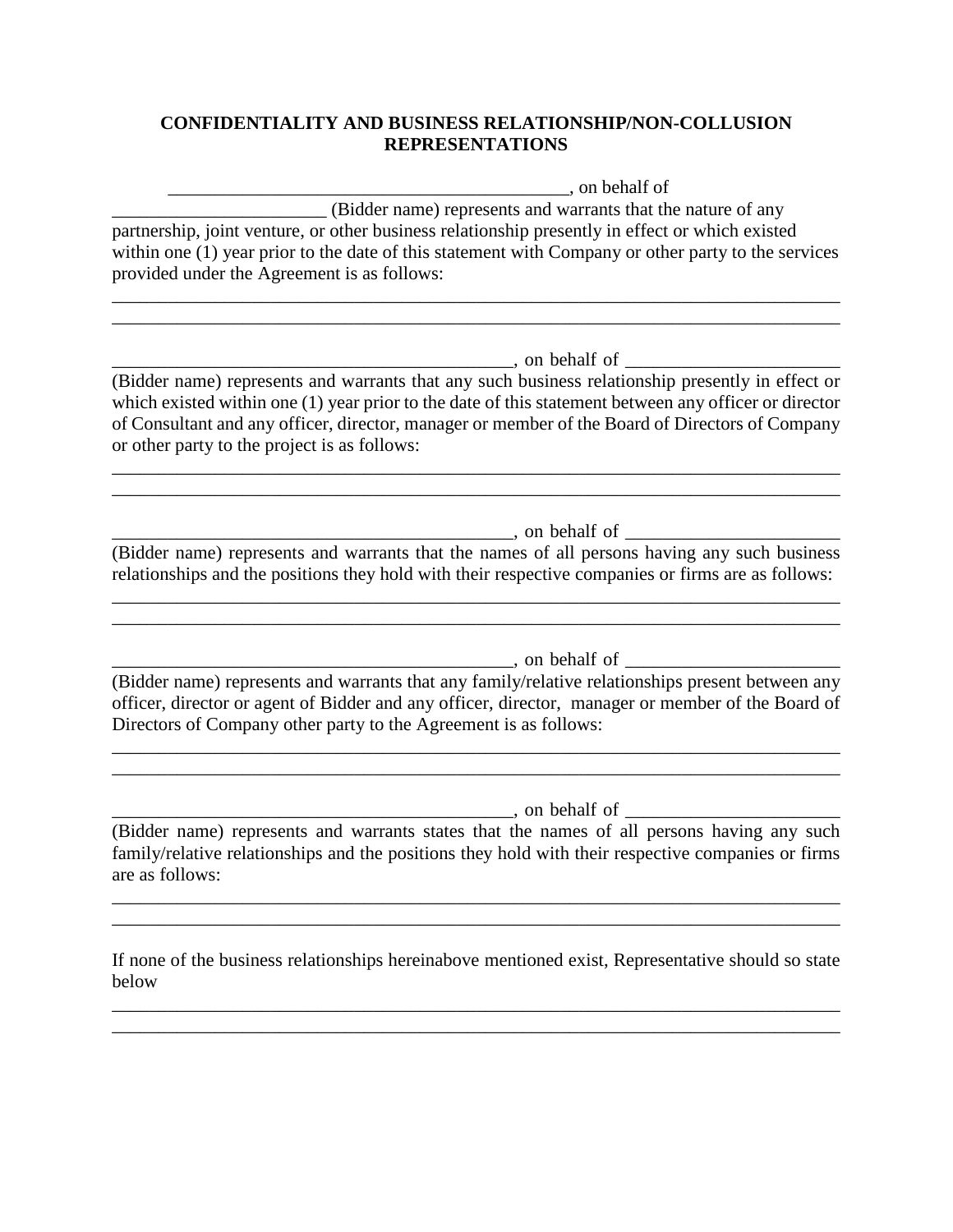## CONFIDENTIALITY AND BUSINESS RELATIONSHIP/NON-COLLUSION REPRESENTATIONS

\_\_\_\_\_\_\_\_\_\_\_\_\_\_\_\_\_\_\_\_\_\_\_\_\_\_\_\_\_\_\_\_\_\_\_\_\_\_\_\_\_\_, on behalf of \_\_\_\_\_\_\_\_\_\_\_\_\_\_\_\_\_\_\_\_\_\_ (Bidder name) represents and warrants that the nature of any partnership, joint venture, or other business relationship presently in effect or which existed within one (1) year prior to the date of this statement with Company or other party to the services provided under the Agreement is as follows:

\_\_\_\_\_\_\_\_\_\_\_\_\_\_\_\_\_\_\_\_\_\_\_\_\_\_\_\_\_\_\_\_\_\_\_\_\_\_\_\_\_\_\_\_\_\_\_\_\_\_\_\_\_\_\_\_\_\_\_\_\_\_\_\_\_\_\_\_\_\_\_\_\_\_\_\_\_\_
\_\_\_\_\_\_\_\_\_\_\_\_\_\_\_\_\_\_\_\_\_\_\_\_\_\_\_\_\_\_\_\_\_\_\_\_\_\_\_\_\_\_\_\_\_\_\_\_\_\_\_\_\_\_\_\_\_\_\_\_\_\_\_\_\_\_\_\_\_\_\_\_\_\_\_\_\_\_

\_\_\_\_\_\_\_\_\_\_\_\_\_\_\_\_\_\_\_\_\_\_\_\_\_\_\_\_\_\_\_\_\_\_\_\_\_\_\_\_\_\_, on behalf of \_\_\_\_\_\_\_\_\_\_\_\_\_\_\_\_\_\_\_\_\_\_ (Bidder name) represents and warrants that any such business relationship presently in effect or which existed within one (1) year prior to the date of this statement between any officer or director of Consultant and any officer, director, manager or member of the Board of Directors of Company or other party to the project is as follows:

\_\_\_\_\_\_\_\_\_\_\_\_\_\_\_\_\_\_\_\_\_\_\_\_\_\_\_\_\_\_\_\_\_\_\_\_\_\_\_\_\_\_\_\_\_\_\_\_\_\_\_\_\_\_\_\_\_\_\_\_\_\_\_\_\_\_\_\_\_\_\_\_\_\_\_\_\_\_
\_\_\_\_\_\_\_\_\_\_\_\_\_\_\_\_\_\_\_\_\_\_\_\_\_\_\_\_\_\_\_\_\_\_\_\_\_\_\_\_\_\_\_\_\_\_\_\_\_\_\_\_\_\_\_\_\_\_\_\_\_\_\_\_\_\_\_\_\_\_\_\_\_\_\_\_\_\_

\_\_\_\_\_\_\_\_\_\_\_\_\_\_\_\_\_\_\_\_\_\_\_\_\_\_\_\_\_\_\_\_\_\_\_\_\_\_\_\_\_\_, on behalf of \_\_\_\_\_\_\_\_\_\_\_\_\_\_\_\_\_\_\_\_\_\_ (Bidder name) represents and warrants that the names of all persons having any such business relationships and the positions they hold with their respective companies or firms are as follows:

\_\_\_\_\_\_\_\_\_\_\_\_\_\_\_\_\_\_\_\_\_\_\_\_\_\_\_\_\_\_\_\_\_\_\_\_\_\_\_\_\_\_\_\_\_\_\_\_\_\_\_\_\_\_\_\_\_\_\_\_\_\_\_\_\_\_\_\_\_\_\_\_\_\_\_\_\_\_
\_\_\_\_\_\_\_\_\_\_\_\_\_\_\_\_\_\_\_\_\_\_\_\_\_\_\_\_\_\_\_\_\_\_\_\_\_\_\_\_\_\_\_\_\_\_\_\_\_\_\_\_\_\_\_\_\_\_\_\_\_\_\_\_\_\_\_\_\_\_\_\_\_\_\_\_\_\_

\_\_\_\_\_\_\_\_\_\_\_\_\_\_\_\_\_\_\_\_\_\_\_\_\_\_\_\_\_\_\_\_\_\_\_\_\_\_\_\_\_\_, on behalf of \_\_\_\_\_\_\_\_\_\_\_\_\_\_\_\_\_\_\_\_\_\_ (Bidder name) represents and warrants that any family/relative relationships present between any officer, director or agent of Bidder and any officer, director, manager or member of the Board of Directors of Company other party to the Agreement is as follows:

\_\_\_\_\_\_\_\_\_\_\_\_\_\_\_\_\_\_\_\_\_\_\_\_\_\_\_\_\_\_\_\_\_\_\_\_\_\_\_\_\_\_\_\_\_\_\_\_\_\_\_\_\_\_\_\_\_\_\_\_\_\_\_\_\_\_\_\_\_\_\_\_\_\_\_\_\_\_
\_\_\_\_\_\_\_\_\_\_\_\_\_\_\_\_\_\_\_\_\_\_\_\_\_\_\_\_\_\_\_\_\_\_\_\_\_\_\_\_\_\_\_\_\_\_\_\_\_\_\_\_\_\_\_\_\_\_\_\_\_\_\_\_\_\_\_\_\_\_\_\_\_\_\_\_\_\_

\_\_\_\_\_\_\_\_\_\_\_\_\_\_\_\_\_\_\_\_\_\_\_\_\_\_\_\_\_\_\_\_\_\_\_\_\_\_\_\_\_\_, on behalf of \_\_\_\_\_\_\_\_\_\_\_\_\_\_\_\_\_\_\_\_\_\_ (Bidder name) represents and warrants states that the names of all persons having any such family/relative relationships and the positions they hold with their respective companies or firms are as follows:

\_\_\_\_\_\_\_\_\_\_\_\_\_\_\_\_\_\_\_\_\_\_\_\_\_\_\_\_\_\_\_\_\_\_\_\_\_\_\_\_\_\_\_\_\_\_\_\_\_\_\_\_\_\_\_\_\_\_\_\_\_\_\_\_\_\_\_\_\_\_\_\_\_\_\_\_\_\_
\_\_\_\_\_\_\_\_\_\_\_\_\_\_\_\_\_\_\_\_\_\_\_\_\_\_\_\_\_\_\_\_\_\_\_\_\_\_\_\_\_\_\_\_\_\_\_\_\_\_\_\_\_\_\_\_\_\_\_\_\_\_\_\_\_\_\_\_\_\_\_\_\_\_\_\_\_\_

If none of the business relationships hereinabove mentioned exist, Representative should so state below

\_\_\_\_\_\_\_\_\_\_\_\_\_\_\_\_\_\_\_\_\_\_\_\_\_\_\_\_\_\_\_\_\_\_\_\_\_\_\_\_\_\_\_\_\_\_\_\_\_\_\_\_\_\_\_\_\_\_\_\_\_\_\_\_\_\_\_\_\_\_\_\_\_\_\_\_\_\_
\_\_\_\_\_\_\_\_\_\_\_\_\_\_\_\_\_\_\_\_\_\_\_\_\_\_\_\_\_\_\_\_\_\_\_\_\_\_\_\_\_\_\_\_\_\_\_\_\_\_\_\_\_\_\_\_\_\_\_\_\_\_\_\_\_\_\_\_\_\_\_\_\_\_\_\_\_\_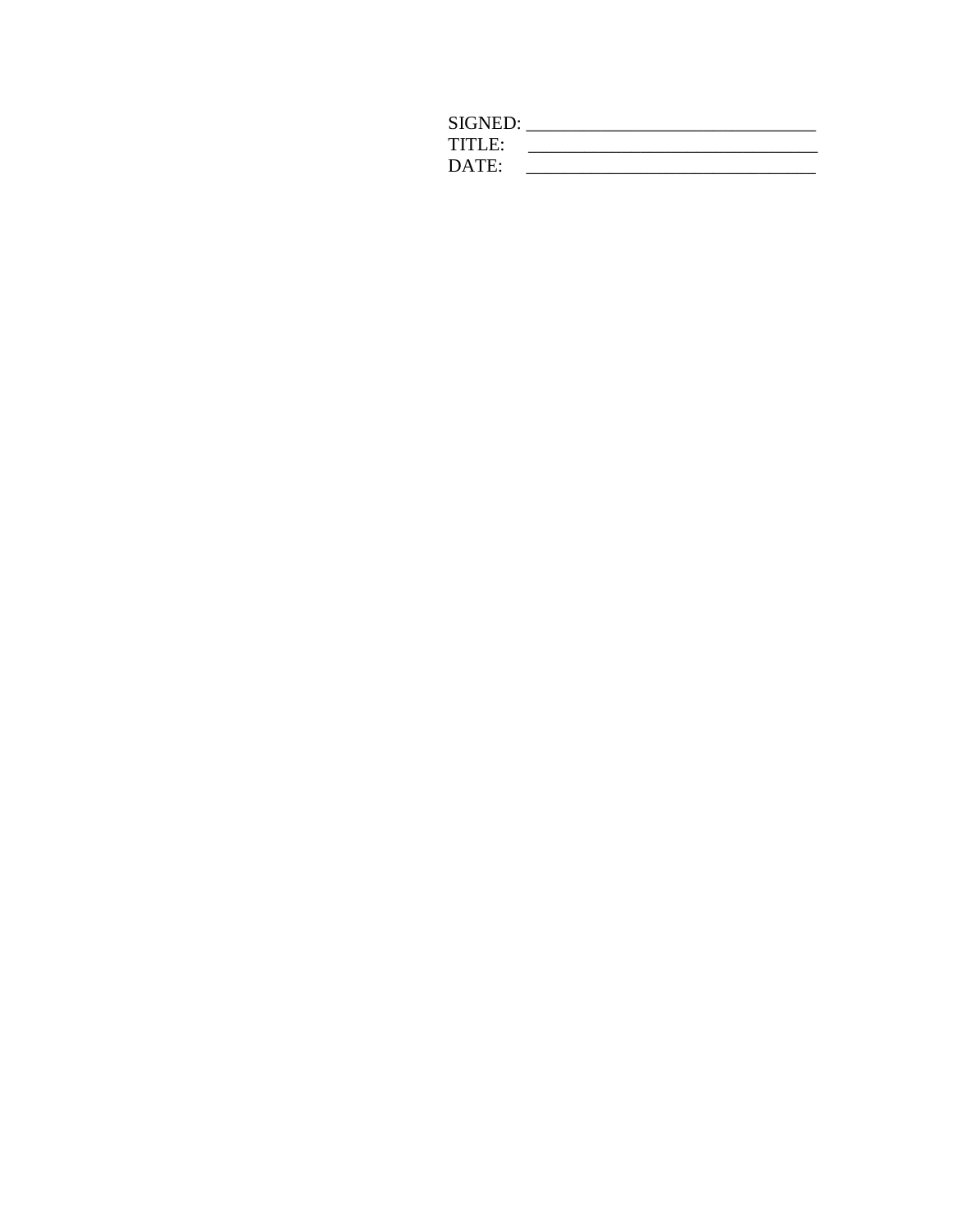SIGNED: ________________________________
TITLE: ________________________________
DATE: ________________________________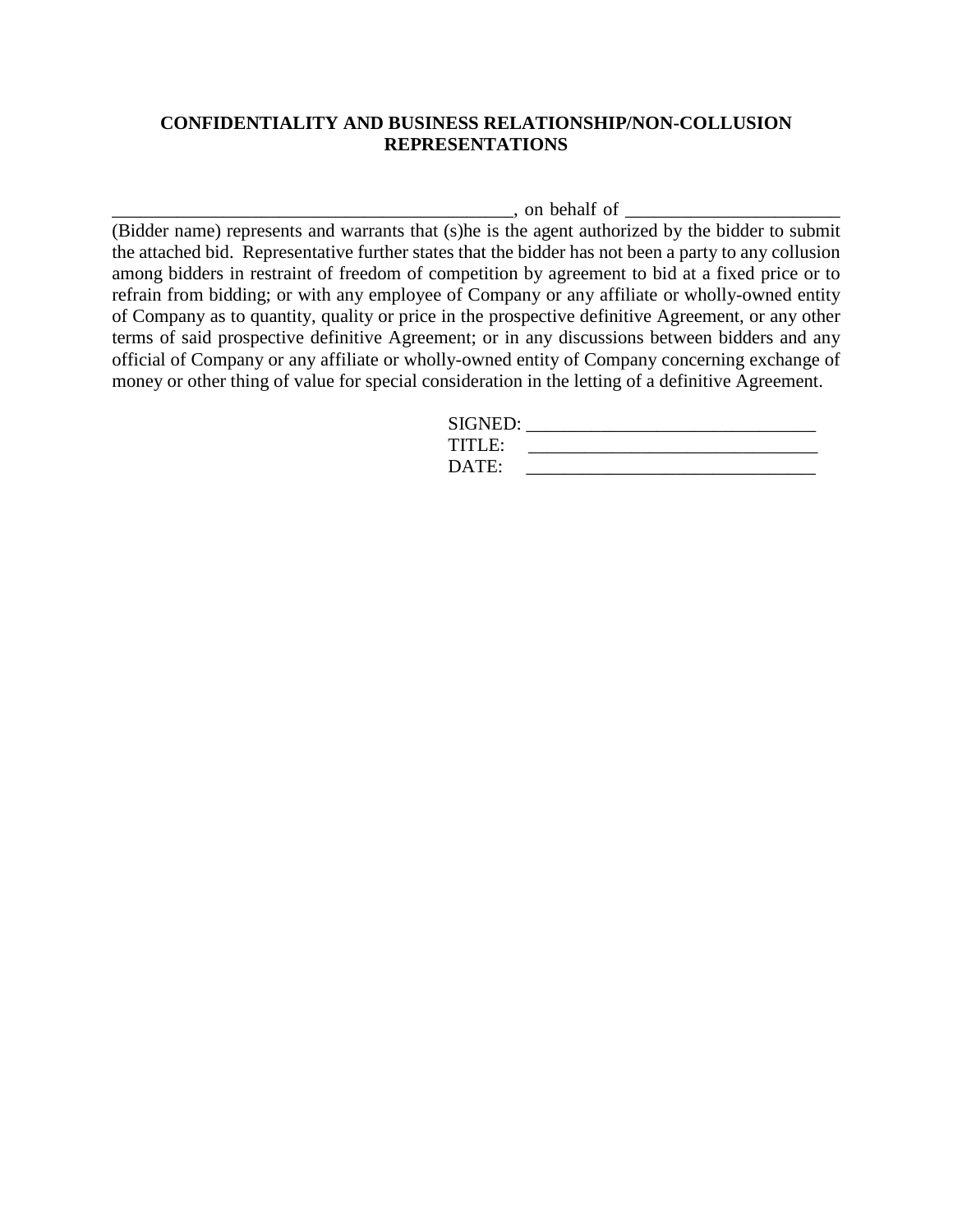**CONFIDENTIALITY AND BUSINESS RELATIONSHIP/NON-COLLUSION REPRESENTATIONS**

___________________________________________, on behalf of ______________________ (Bidder name) represents and warrants that (s)he is the agent authorized by the bidder to submit the attached bid. Representative further states that the bidder has not been a party to any collusion among bidders in restraint of freedom of competition by agreement to bid at a fixed price or to refrain from bidding; or with any employee of Company or any affiliate or wholly-owned entity of Company as to quantity, quality or price in the prospective definitive Agreement, or any other terms of said prospective definitive Agreement; or in any discussions between bidders and any official of Company or any affiliate or wholly-owned entity of Company concerning exchange of money or other thing of value for special consideration in the letting of a definitive Agreement.

SIGNED: ______________________________

TITLE: ______________________________

DATE: ______________________________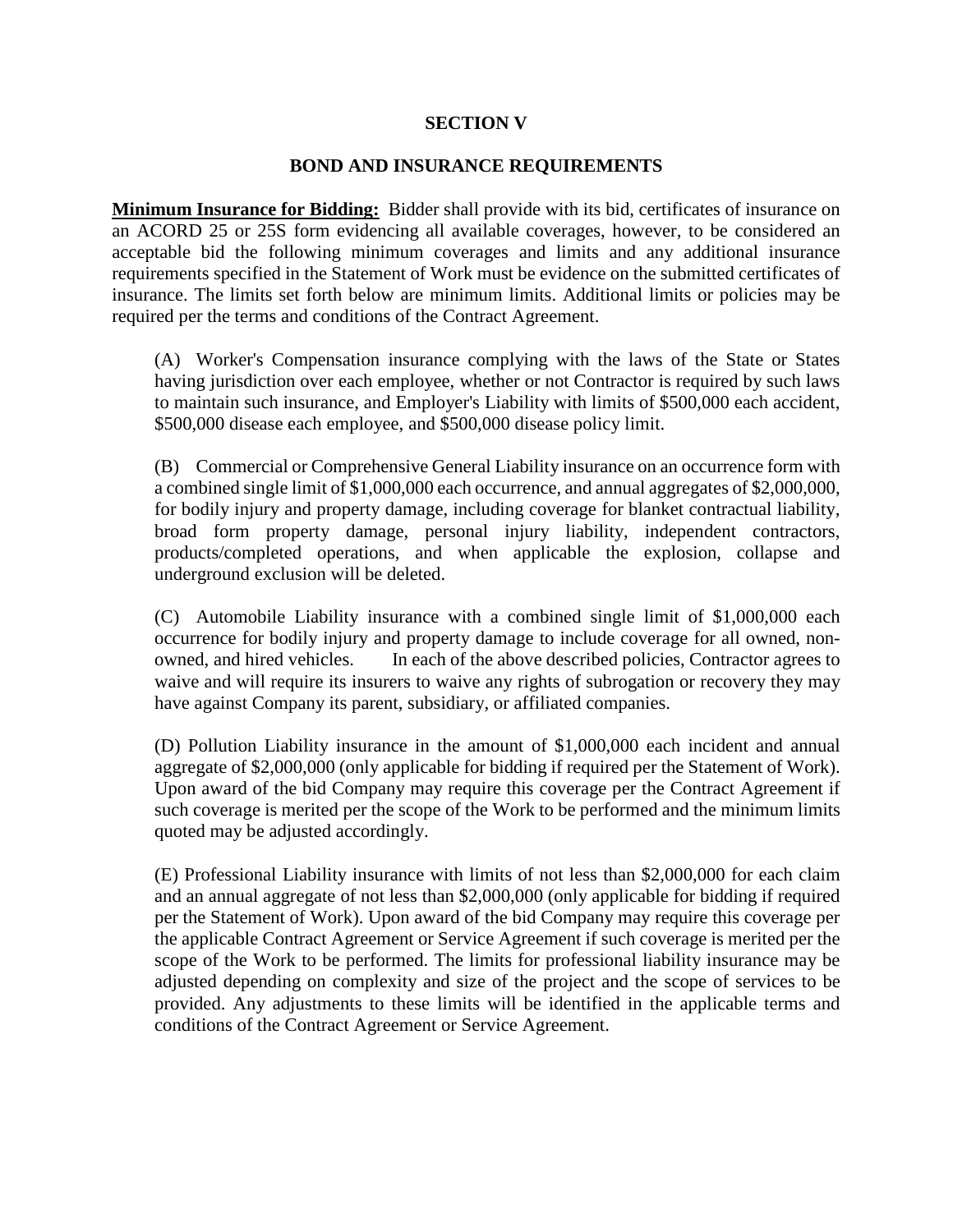## SECTION V

## BOND AND INSURANCE REQUIREMENTS

**Minimum Insurance for Bidding:** Bidder shall provide with its bid, certificates of insurance on an ACORD 25 or 25S form evidencing all available coverages, however, to be considered an acceptable bid the following minimum coverages and limits and any additional insurance requirements specified in the Statement of Work must be evidence on the submitted certificates of insurance. The limits set forth below are minimum limits. Additional limits or policies may be required per the terms and conditions of the Contract Agreement.

(A) Worker's Compensation insurance complying with the laws of the State or States having jurisdiction over each employee, whether or not Contractor is required by such laws to maintain such insurance, and Employer's Liability with limits of $500,000 each accident, $500,000 disease each employee, and $500,000 disease policy limit.

(B) Commercial or Comprehensive General Liability insurance on an occurrence form with a combined single limit of $1,000,000 each occurrence, and annual aggregates of $2,000,000, for bodily injury and property damage, including coverage for blanket contractual liability, broad form property damage, personal injury liability, independent contractors, products/completed operations, and when applicable the explosion, collapse and underground exclusion will be deleted.

(C) Automobile Liability insurance with a combined single limit of $1,000,000 each occurrence for bodily injury and property damage to include coverage for all owned, non-owned, and hired vehicles. In each of the above described policies, Contractor agrees to waive and will require its insurers to waive any rights of subrogation or recovery they may have against Company its parent, subsidiary, or affiliated companies.

(D) Pollution Liability insurance in the amount of $1,000,000 each incident and annual aggregate of $2,000,000 (only applicable for bidding if required per the Statement of Work). Upon award of the bid Company may require this coverage per the Contract Agreement if such coverage is merited per the scope of the Work to be performed and the minimum limits quoted may be adjusted accordingly.

(E) Professional Liability insurance with limits of not less than $2,000,000 for each claim and an annual aggregate of not less than $2,000,000 (only applicable for bidding if required per the Statement of Work). Upon award of the bid Company may require this coverage per the applicable Contract Agreement or Service Agreement if such coverage is merited per the scope of the Work to be performed. The limits for professional liability insurance may be adjusted depending on complexity and size of the project and the scope of services to be provided. Any adjustments to these limits will be identified in the applicable terms and conditions of the Contract Agreement or Service Agreement.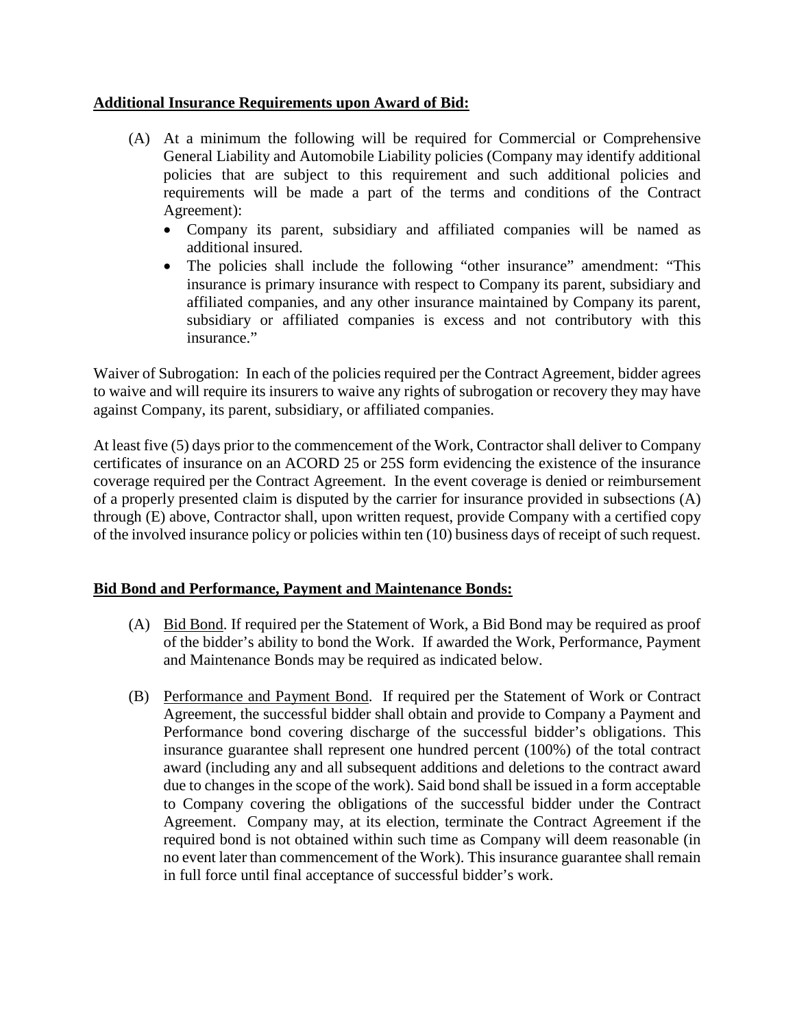**Additional Insurance Requirements upon Award of Bid:**

(A) At a minimum the following will be required for Commercial or Comprehensive General Liability and Automobile Liability policies (Company may identify additional policies that are subject to this requirement and such additional policies and requirements will be made a part of the terms and conditions of the Contract Agreement):

- Company its parent, subsidiary and affiliated companies will be named as additional insured.
- The policies shall include the following "other insurance" amendment: "This insurance is primary insurance with respect to Company its parent, subsidiary and affiliated companies, and any other insurance maintained by Company its parent, subsidiary or affiliated companies is excess and not contributory with this insurance."

Waiver of Subrogation: In each of the policies required per the Contract Agreement, bidder agrees to waive and will require its insurers to waive any rights of subrogation or recovery they may have against Company, its parent, subsidiary, or affiliated companies.

At least five (5) days prior to the commencement of the Work, Contractor shall deliver to Company certificates of insurance on an ACORD 25 or 25S form evidencing the existence of the insurance coverage required per the Contract Agreement. In the event coverage is denied or reimbursement of a properly presented claim is disputed by the carrier for insurance provided in subsections (A) through (E) above, Contractor shall, upon written request, provide Company with a certified copy of the involved insurance policy or policies within ten (10) business days of receipt of such request.

**Bid Bond and Performance, Payment and Maintenance Bonds:**

(A) Bid Bond. If required per the Statement of Work, a Bid Bond may be required as proof of the bidder's ability to bond the Work. If awarded the Work, Performance, Payment and Maintenance Bonds may be required as indicated below.

(B) Performance and Payment Bond. If required per the Statement of Work or Contract Agreement, the successful bidder shall obtain and provide to Company a Payment and Performance bond covering discharge of the successful bidder's obligations. This insurance guarantee shall represent one hundred percent (100%) of the total contract award (including any and all subsequent additions and deletions to the contract award due to changes in the scope of the work). Said bond shall be issued in a form acceptable to Company covering the obligations of the successful bidder under the Contract Agreement. Company may, at its election, terminate the Contract Agreement if the required bond is not obtained within such time as Company will deem reasonable (in no event later than commencement of the Work). This insurance guarantee shall remain in full force until final acceptance of successful bidder's work.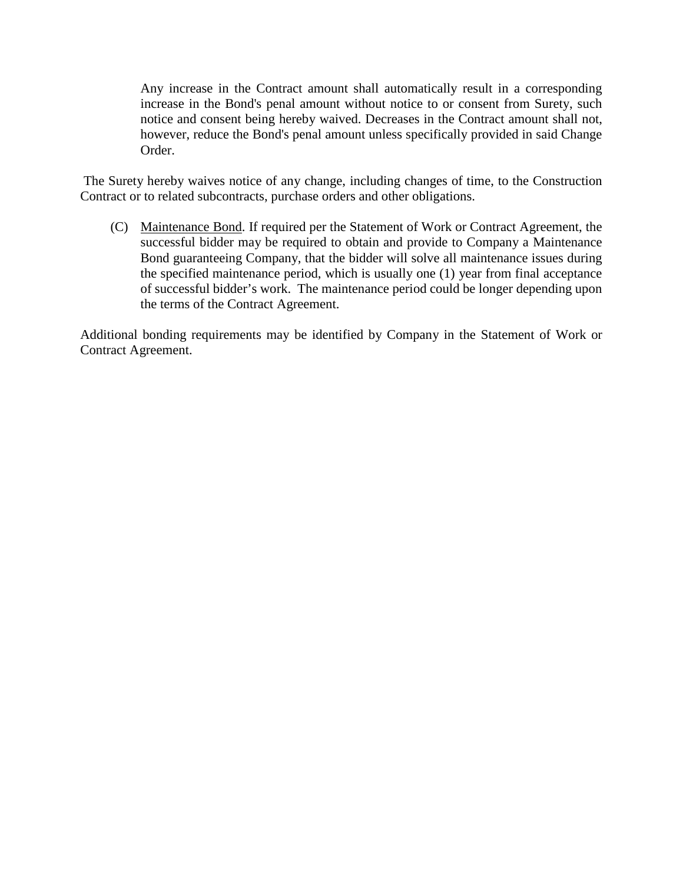Any increase in the Contract amount shall automatically result in a corresponding increase in the Bond's penal amount without notice to or consent from Surety, such notice and consent being hereby waived. Decreases in the Contract amount shall not, however, reduce the Bond's penal amount unless specifically provided in said Change Order.

The Surety hereby waives notice of any change, including changes of time, to the Construction Contract or to related subcontracts, purchase orders and other obligations.

(C) Maintenance Bond. If required per the Statement of Work or Contract Agreement, the successful bidder may be required to obtain and provide to Company a Maintenance Bond guaranteeing Company, that the bidder will solve all maintenance issues during the specified maintenance period, which is usually one (1) year from final acceptance of successful bidder's work. The maintenance period could be longer depending upon the terms of the Contract Agreement.

Additional bonding requirements may be identified by Company in the Statement of Work or Contract Agreement.